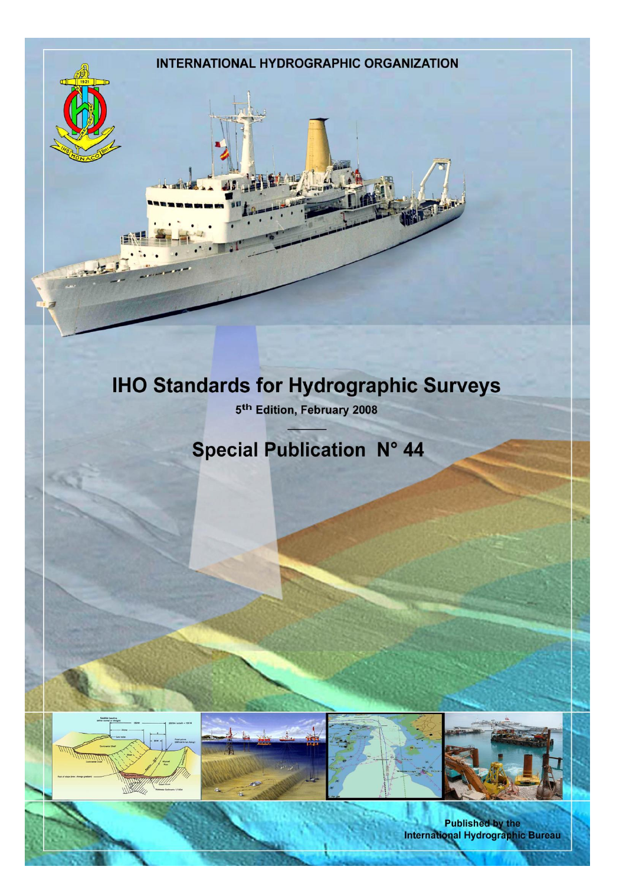INTERNATIONAL HYDROGRAPHIC ORGANIZATION

# IHO Standards for Hydrographic Surveys

5th Edition, February 2008

## Special Publication N° 44

Published by the International Hydrographic Bureau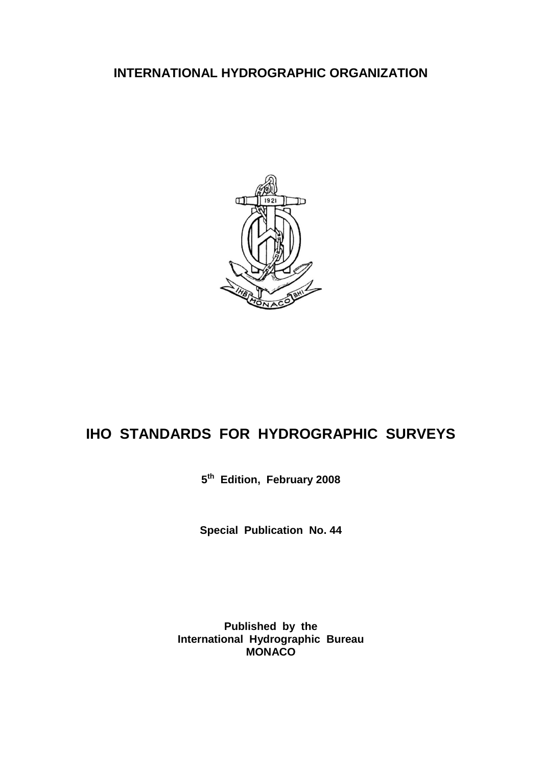**INTERNATIONAL HYDROGRAPHIC ORGANIZATION**

# IHO STANDARDS FOR HYDROGRAPHIC SURVEYS

**5th Edition, February 2008**

**Special Publication No. 44**

**Published by the**
**International Hydrographic Bureau**
**MONACO**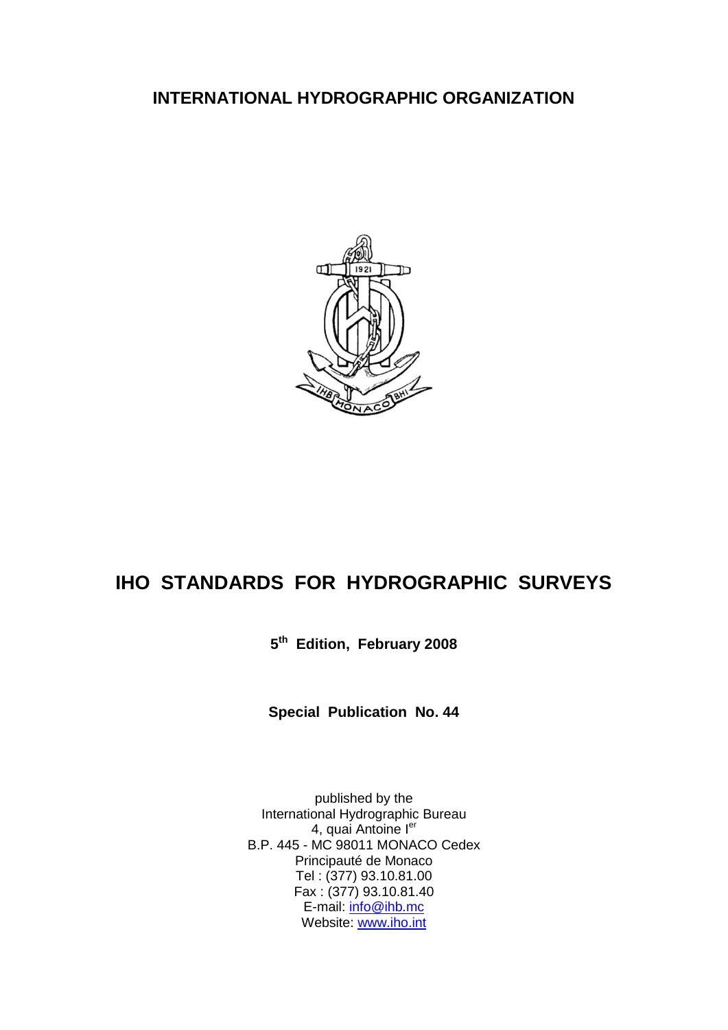**INTERNATIONAL HYDROGRAPHIC ORGANIZATION**

# IHO STANDARDS FOR HYDROGRAPHIC SURVEYS

**5th Edition, February 2008**

**Special Publication No. 44**

published by the
International Hydrographic Bureau
4, quai Antoine Ier
B.P. 445 - MC 98011 MONACO Cedex
Principauté de Monaco
Tel : (377) 93.10.81.00
Fax : (377) 93.10.81.40
E-mail: info@ihb.mc
Website: www.iho.int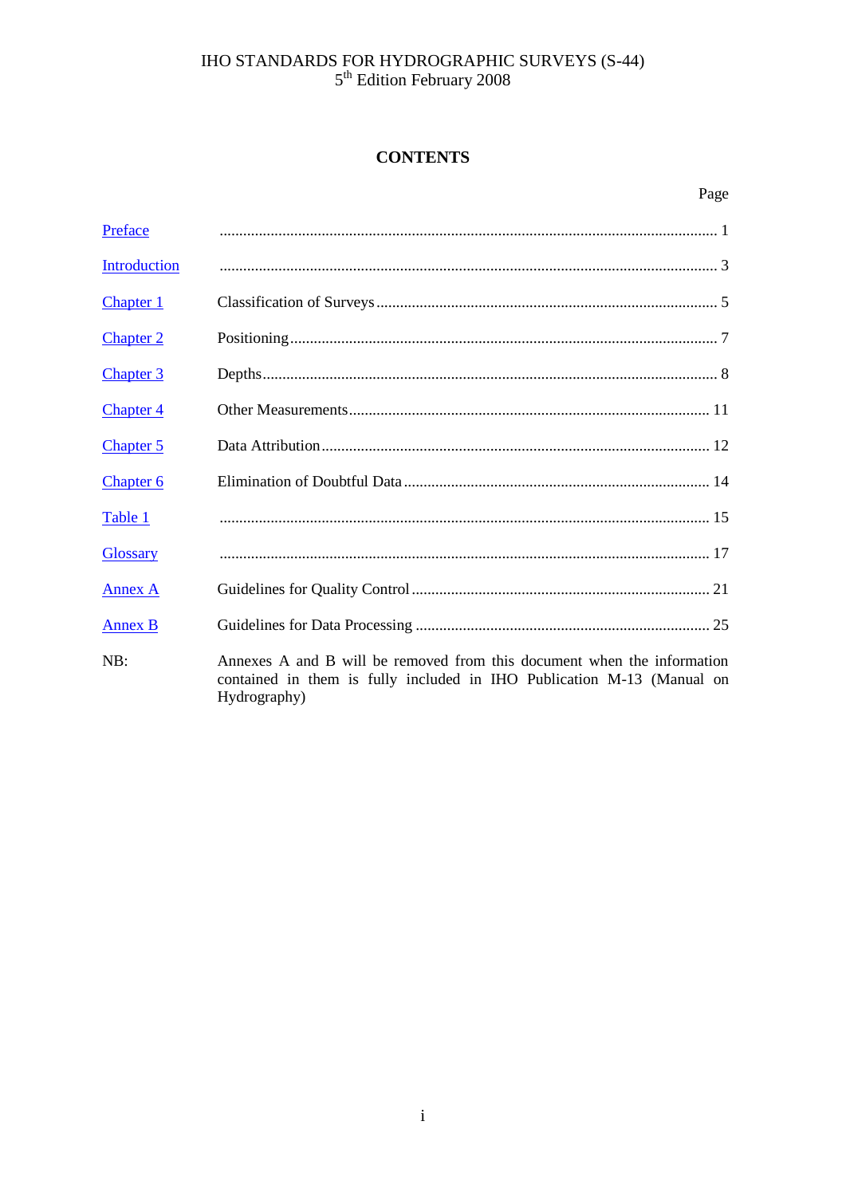IHO STANDARDS FOR HYDROGRAPHIC SURVEYS (S-44)
5th Edition February 2008

# CONTENTS

| | | Page |
|---|---|---|
| Preface | | 1 |
| Introduction | | 3 |
| Chapter 1 | Classification of Surveys | 5 |
| Chapter 2 | Positioning | 7 |
| Chapter 3 | Depths | 8 |
| Chapter 4 | Other Measurements | 11 |
| Chapter 5 | Data Attribution | 12 |
| Chapter 6 | Elimination of Doubtful Data | 14 |
| Table 1 | | 15 |
| Glossary | | 17 |
| Annex A | Guidelines for Quality Control | 21 |
| Annex B | Guidelines for Data Processing | 25 |

NB: Annexes A and B will be removed from this document when the information contained in them is fully included in IHO Publication M-13 (Manual on Hydrography)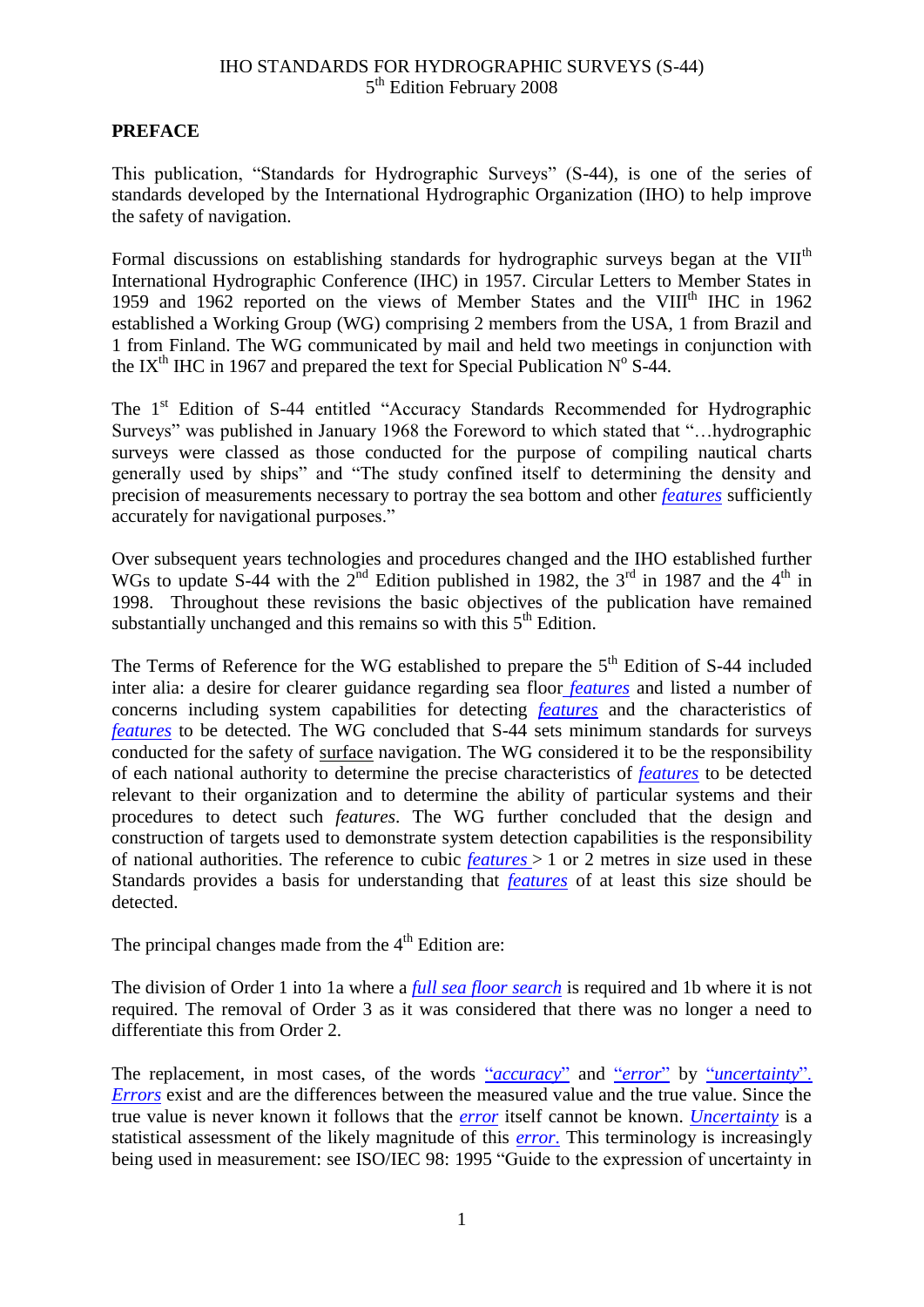IHO STANDARDS FOR HYDROGRAPHIC SURVEYS (S-44)
5th Edition February 2008

## PREFACE

This publication, "Standards for Hydrographic Surveys" (S-44), is one of the series of standards developed by the International Hydrographic Organization (IHO) to help improve the safety of navigation.

Formal discussions on establishing standards for hydrographic surveys began at the VIIth International Hydrographic Conference (IHC) in 1957. Circular Letters to Member States in 1959 and 1962 reported on the views of Member States and the VIIIth IHC in 1962 established a Working Group (WG) comprising 2 members from the USA, 1 from Brazil and 1 from Finland. The WG communicated by mail and held two meetings in conjunction with the IXth IHC in 1967 and prepared the text for Special Publication No S-44.

The 1st Edition of S-44 entitled "Accuracy Standards Recommended for Hydrographic Surveys" was published in January 1968 the Foreword to which stated that "…hydrographic surveys were classed as those conducted for the purpose of compiling nautical charts generally used by ships" and "The study confined itself to determining the density and precision of measurements necessary to portray the sea bottom and other *features* sufficiently accurately for navigational purposes."

Over subsequent years technologies and procedures changed and the IHO established further WGs to update S-44 with the 2nd Edition published in 1982, the 3rd in 1987 and the 4th in 1998. Throughout these revisions the basic objectives of the publication have remained substantially unchanged and this remains so with this 5th Edition.

The Terms of Reference for the WG established to prepare the 5th Edition of S-44 included inter alia: a desire for clearer guidance regarding sea floor *features* and listed a number of concerns including system capabilities for detecting *features* and the characteristics of *features* to be detected. The WG concluded that S-44 sets minimum standards for surveys conducted for the safety of surface navigation. The WG considered it to be the responsibility of each national authority to determine the precise characteristics of *features* to be detected relevant to their organization and to determine the ability of particular systems and their procedures to detect such *features*. The WG further concluded that the design and construction of targets used to demonstrate system detection capabilities is the responsibility of national authorities. The reference to cubic *features* > 1 or 2 metres in size used in these Standards provides a basis for understanding that *features* of at least this size should be detected.

The principal changes made from the 4th Edition are:

The division of Order 1 into 1a where a *full sea floor search* is required and 1b where it is not required. The removal of Order 3 as it was considered that there was no longer a need to differentiate this from Order 2.

The replacement, in most cases, of the words "*accuracy*" and "*error*" by "*uncertainty*". *Errors* exist and are the differences between the measured value and the true value. Since the true value is never known it follows that the *error* itself cannot be known. *Uncertainty* is a statistical assessment of the likely magnitude of this *error*. This terminology is increasingly being used in measurement: see ISO/IEC 98: 1995 "Guide to the expression of uncertainty in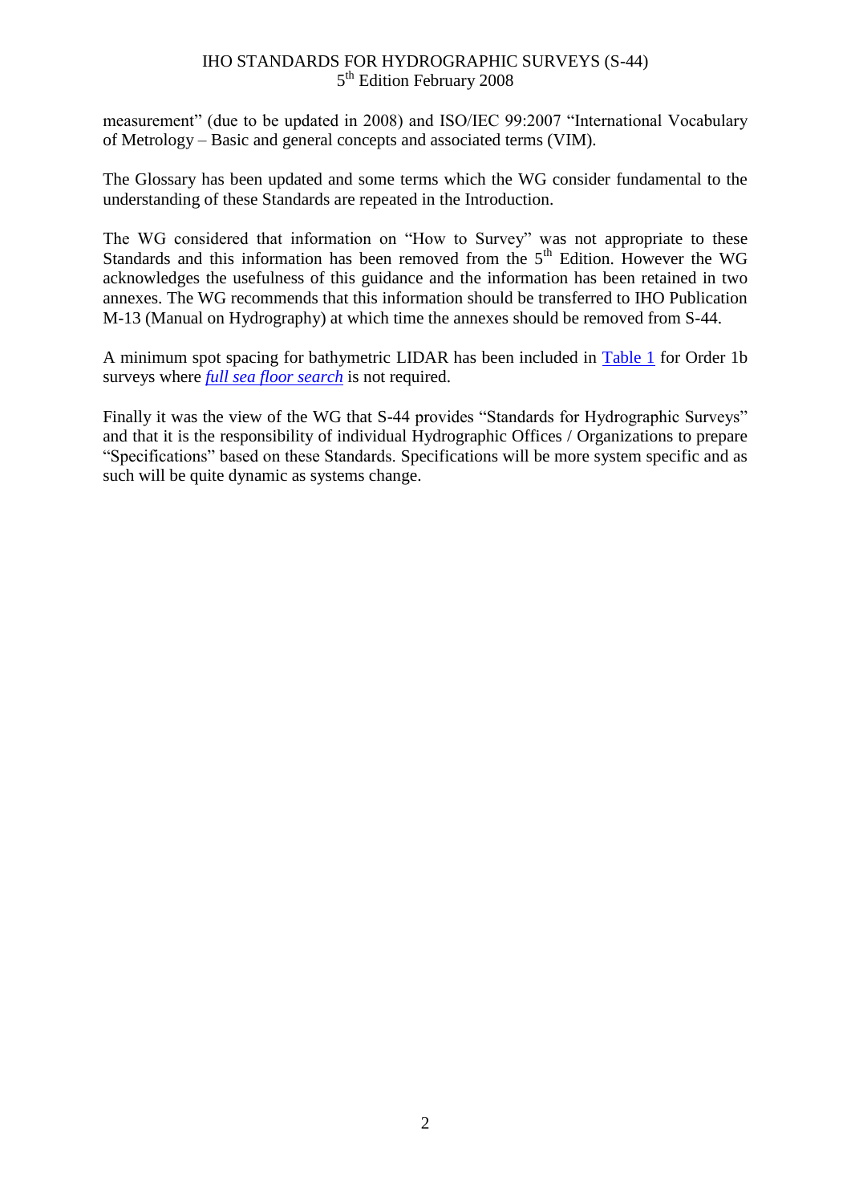measurement" (due to be updated in 2008) and ISO/IEC 99:2007 "International Vocabulary of Metrology – Basic and general concepts and associated terms (VIM).

The Glossary has been updated and some terms which the WG consider fundamental to the understanding of these Standards are repeated in the Introduction.

The WG considered that information on "How to Survey" was not appropriate to these Standards and this information has been removed from the 5th Edition. However the WG acknowledges the usefulness of this guidance and the information has been retained in two annexes. The WG recommends that this information should be transferred to IHO Publication M-13 (Manual on Hydrography) at which time the annexes should be removed from S-44.

A minimum spot spacing for bathymetric LIDAR has been included in Table 1 for Order 1b surveys where *full sea floor search* is not required.

Finally it was the view of the WG that S-44 provides "Standards for Hydrographic Surveys" and that it is the responsibility of individual Hydrographic Offices / Organizations to prepare "Specifications" based on these Standards. Specifications will be more system specific and as such will be quite dynamic as systems change.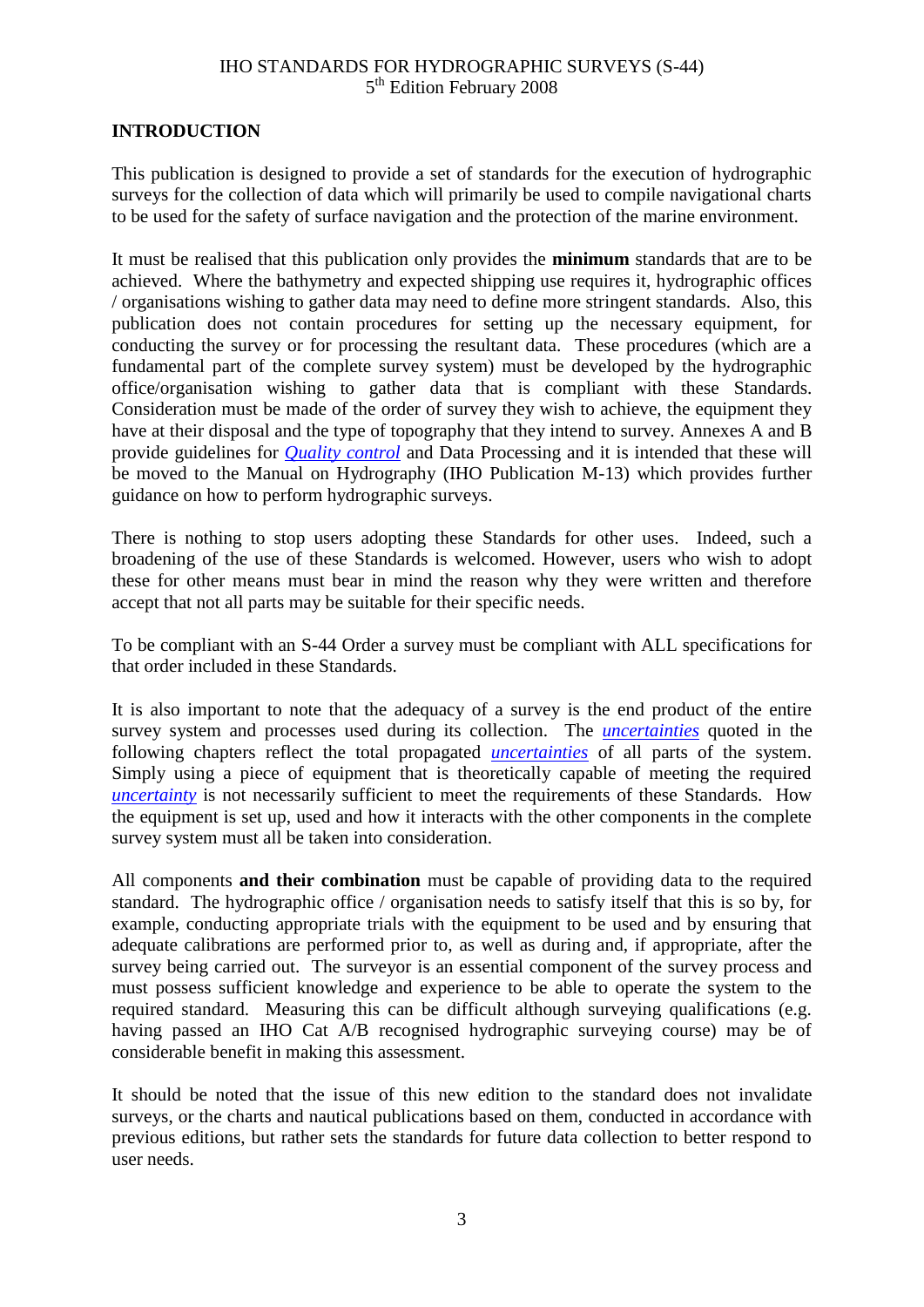## INTRODUCTION

This publication is designed to provide a set of standards for the execution of hydrographic surveys for the collection of data which will primarily be used to compile navigational charts to be used for the safety of surface navigation and the protection of the marine environment.

It must be realised that this publication only provides the **minimum** standards that are to be achieved. Where the bathymetry and expected shipping use requires it, hydrographic offices / organisations wishing to gather data may need to define more stringent standards. Also, this publication does not contain procedures for setting up the necessary equipment, for conducting the survey or for processing the resultant data. These procedures (which are a fundamental part of the complete survey system) must be developed by the hydrographic office/organisation wishing to gather data that is compliant with these Standards. Consideration must be made of the order of survey they wish to achieve, the equipment they have at their disposal and the type of topography that they intend to survey. Annexes A and B provide guidelines for *Quality control* and Data Processing and it is intended that these will be moved to the Manual on Hydrography (IHO Publication M-13) which provides further guidance on how to perform hydrographic surveys.

There is nothing to stop users adopting these Standards for other uses. Indeed, such a broadening of the use of these Standards is welcomed. However, users who wish to adopt these for other means must bear in mind the reason why they were written and therefore accept that not all parts may be suitable for their specific needs.

To be compliant with an S-44 Order a survey must be compliant with ALL specifications for that order included in these Standards.

It is also important to note that the adequacy of a survey is the end product of the entire survey system and processes used during its collection. The *uncertainties* quoted in the following chapters reflect the total propagated *uncertainties* of all parts of the system. Simply using a piece of equipment that is theoretically capable of meeting the required *uncertainty* is not necessarily sufficient to meet the requirements of these Standards. How the equipment is set up, used and how it interacts with the other components in the complete survey system must all be taken into consideration.

All components **and their combination** must be capable of providing data to the required standard. The hydrographic office / organisation needs to satisfy itself that this is so by, for example, conducting appropriate trials with the equipment to be used and by ensuring that adequate calibrations are performed prior to, as well as during and, if appropriate, after the survey being carried out. The surveyor is an essential component of the survey process and must possess sufficient knowledge and experience to be able to operate the system to the required standard. Measuring this can be difficult although surveying qualifications (e.g. having passed an IHO Cat A/B recognised hydrographic surveying course) may be of considerable benefit in making this assessment.

It should be noted that the issue of this new edition to the standard does not invalidate surveys, or the charts and nautical publications based on them, conducted in accordance with previous editions, but rather sets the standards for future data collection to better respond to user needs.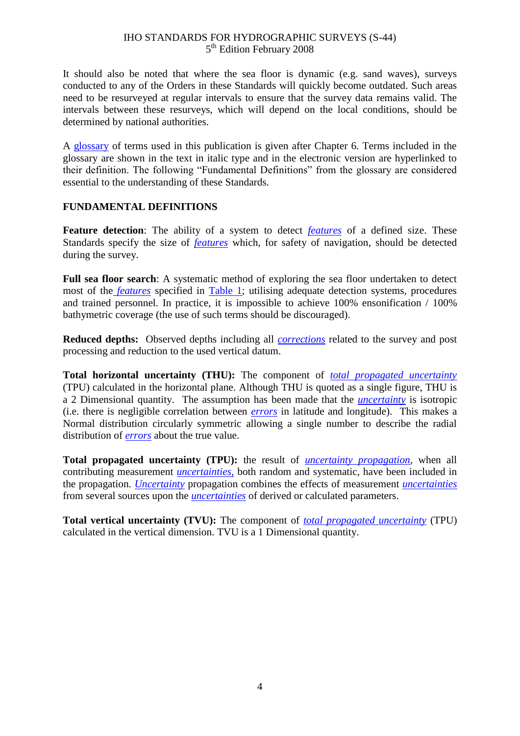It should also be noted that where the sea floor is dynamic (e.g. sand waves), surveys conducted to any of the Orders in these Standards will quickly become outdated. Such areas need to be resurveyed at regular intervals to ensure that the survey data remains valid. The intervals between these resurveys, which will depend on the local conditions, should be determined by national authorities.

A glossary of terms used in this publication is given after Chapter 6. Terms included in the glossary are shown in the text in italic type and in the electronic version are hyperlinked to their definition. The following "Fundamental Definitions" from the glossary are considered essential to the understanding of these Standards.

## FUNDAMENTAL DEFINITIONS

**Feature detection**: The ability of a system to detect *features* of a defined size. These Standards specify the size of *features* which, for safety of navigation, should be detected during the survey.

**Full sea floor search**: A systematic method of exploring the sea floor undertaken to detect most of the *features* specified in Table 1; utilising adequate detection systems, procedures and trained personnel. In practice, it is impossible to achieve 100% ensonification / 100% bathymetric coverage (the use of such terms should be discouraged).

**Reduced depths:** Observed depths including all *corrections* related to the survey and post processing and reduction to the used vertical datum.

**Total horizontal uncertainty (THU):** The component of *total propagated uncertainty* (TPU) calculated in the horizontal plane. Although THU is quoted as a single figure, THU is a 2 Dimensional quantity. The assumption has been made that the *uncertainty* is isotropic (i.e. there is negligible correlation between *errors* in latitude and longitude). This makes a Normal distribution circularly symmetric allowing a single number to describe the radial distribution of *errors* about the true value.

**Total propagated uncertainty (TPU):** the result of *uncertainty propagation*, when all contributing measurement *uncertainties*, both random and systematic, have been included in the propagation. *Uncertainty* propagation combines the effects of measurement *uncertainties* from several sources upon the *uncertainties* of derived or calculated parameters.

**Total vertical uncertainty (TVU):** The component of *total propagated uncertainty* (TPU) calculated in the vertical dimension. TVU is a 1 Dimensional quantity.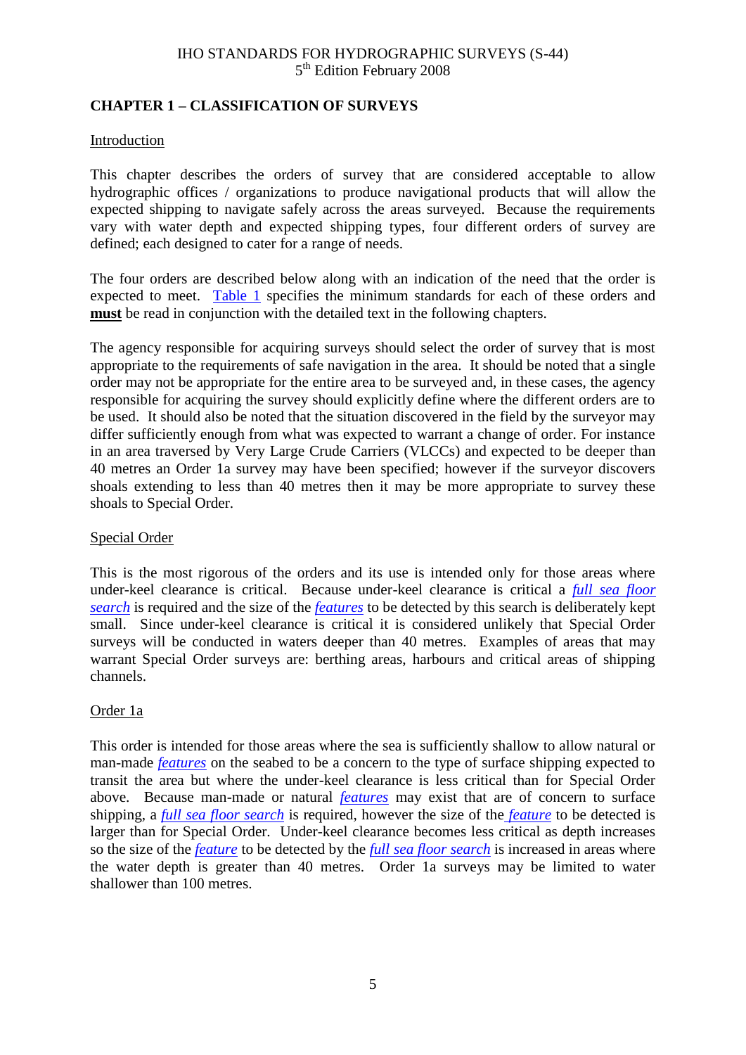## CHAPTER 1 – CLASSIFICATION OF SURVEYS

### Introduction

This chapter describes the orders of survey that are considered acceptable to allow hydrographic offices / organizations to produce navigational products that will allow the expected shipping to navigate safely across the areas surveyed. Because the requirements vary with water depth and expected shipping types, four different orders of survey are defined; each designed to cater for a range of needs.

The four orders are described below along with an indication of the need that the order is expected to meet. Table 1 specifies the minimum standards for each of these orders and **must** be read in conjunction with the detailed text in the following chapters.

The agency responsible for acquiring surveys should select the order of survey that is most appropriate to the requirements of safe navigation in the area. It should be noted that a single order may not be appropriate for the entire area to be surveyed and, in these cases, the agency responsible for acquiring the survey should explicitly define where the different orders are to be used. It should also be noted that the situation discovered in the field by the surveyor may differ sufficiently enough from what was expected to warrant a change of order. For instance in an area traversed by Very Large Crude Carriers (VLCCs) and expected to be deeper than 40 metres an Order 1a survey may have been specified; however if the surveyor discovers shoals extending to less than 40 metres then it may be more appropriate to survey these shoals to Special Order.

### Special Order

This is the most rigorous of the orders and its use is intended only for those areas where under-keel clearance is critical. Because under-keel clearance is critical a *full sea floor search* is required and the size of the *features* to be detected by this search is deliberately kept small. Since under-keel clearance is critical it is considered unlikely that Special Order surveys will be conducted in waters deeper than 40 metres. Examples of areas that may warrant Special Order surveys are: berthing areas, harbours and critical areas of shipping channels.

### Order 1a

This order is intended for those areas where the sea is sufficiently shallow to allow natural or man-made *features* on the seabed to be a concern to the type of surface shipping expected to transit the area but where the under-keel clearance is less critical than for Special Order above. Because man-made or natural *features* may exist that are of concern to surface shipping, a *full sea floor search* is required, however the size of the *feature* to be detected is larger than for Special Order. Under-keel clearance becomes less critical as depth increases so the size of the *feature* to be detected by the *full sea floor search* is increased in areas where the water depth is greater than 40 metres. Order 1a surveys may be limited to water shallower than 100 metres.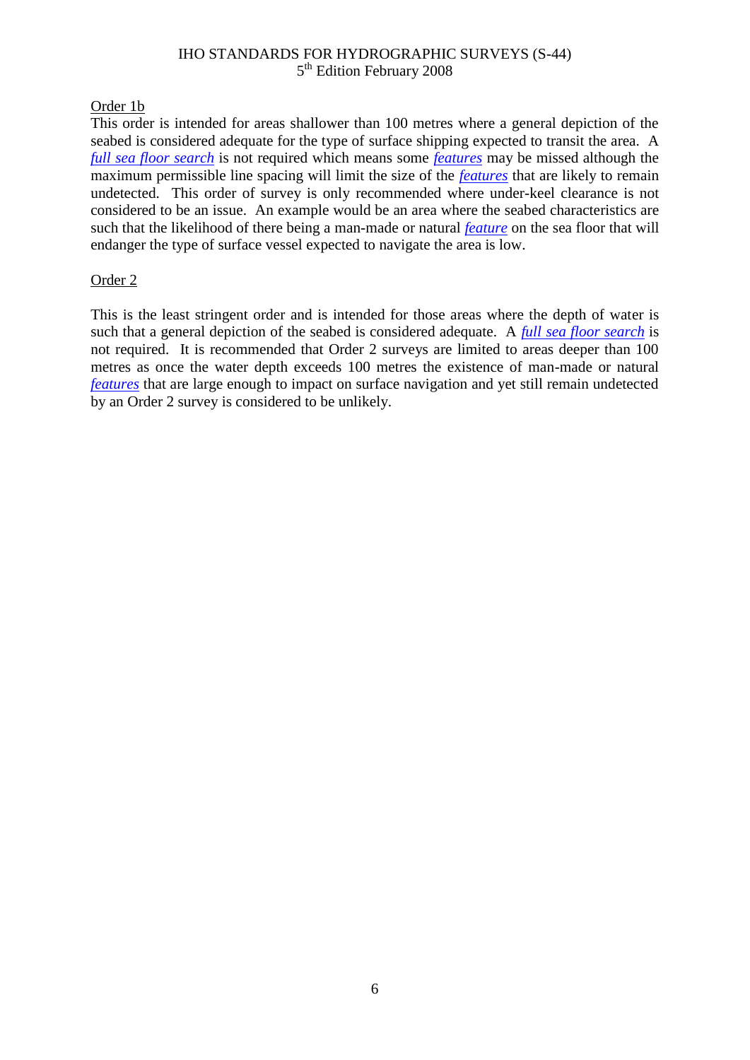Order 1b

This order is intended for areas shallower than 100 metres where a general depiction of the seabed is considered adequate for the type of surface shipping expected to transit the area. A *full sea floor search* is not required which means some *features* may be missed although the maximum permissible line spacing will limit the size of the *features* that are likely to remain undetected. This order of survey is only recommended where under-keel clearance is not considered to be an issue. An example would be an area where the seabed characteristics are such that the likelihood of there being a man-made or natural *feature* on the sea floor that will endanger the type of surface vessel expected to navigate the area is low.

Order 2

This is the least stringent order and is intended for those areas where the depth of water is such that a general depiction of the seabed is considered adequate. A *full sea floor search* is not required. It is recommended that Order 2 surveys are limited to areas deeper than 100 metres as once the water depth exceeds 100 metres the existence of man-made or natural *features* that are large enough to impact on surface navigation and yet still remain undetected by an Order 2 survey is considered to be unlikely.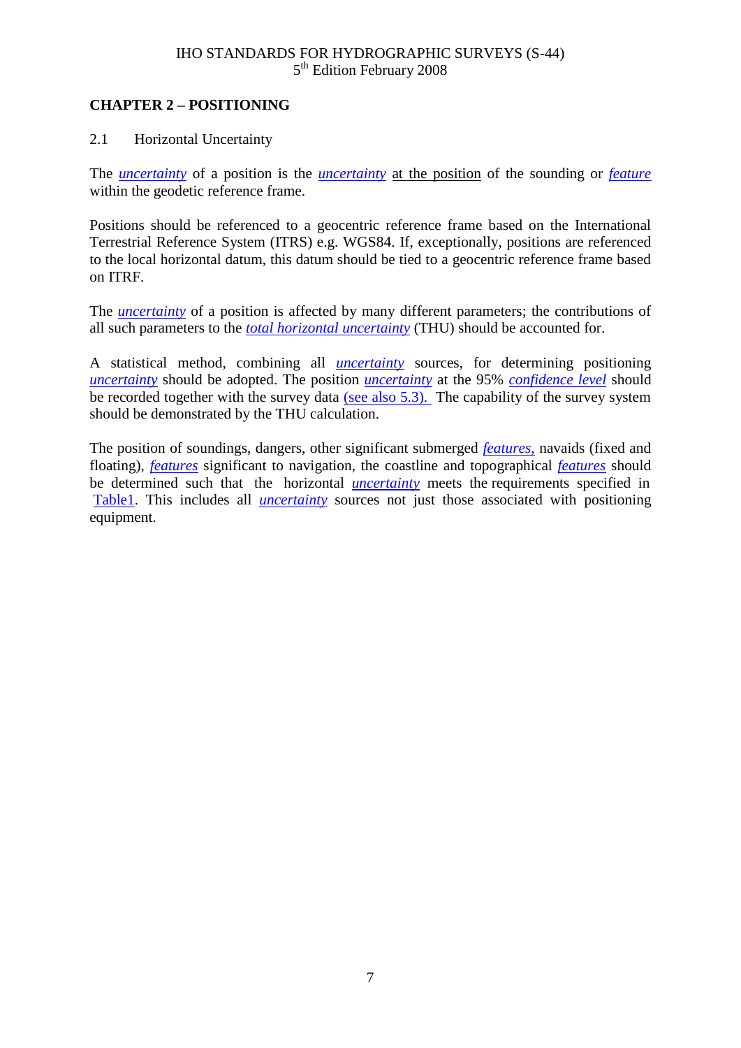## CHAPTER 2 – POSITIONING

### 2.1 Horizontal Uncertainty

The *uncertainty* of a position is the *uncertainty* at the position of the sounding or *feature* within the geodetic reference frame.

Positions should be referenced to a geocentric reference frame based on the International Terrestrial Reference System (ITRS) e.g. WGS84. If, exceptionally, positions are referenced to the local horizontal datum, this datum should be tied to a geocentric reference frame based on ITRF.

The *uncertainty* of a position is affected by many different parameters; the contributions of all such parameters to the *total horizontal uncertainty* (THU) should be accounted for.

A statistical method, combining all *uncertainty* sources, for determining positioning *uncertainty* should be adopted. The position *uncertainty* at the 95% *confidence level* should be recorded together with the survey data (see also 5.3). The capability of the survey system should be demonstrated by the THU calculation.

The position of soundings, dangers, other significant submerged *features,* navaids (fixed and floating), *features* significant to navigation, the coastline and topographical *features* should be determined such that the horizontal *uncertainty* meets the requirements specified in Table1. This includes all *uncertainty* sources not just those associated with positioning equipment.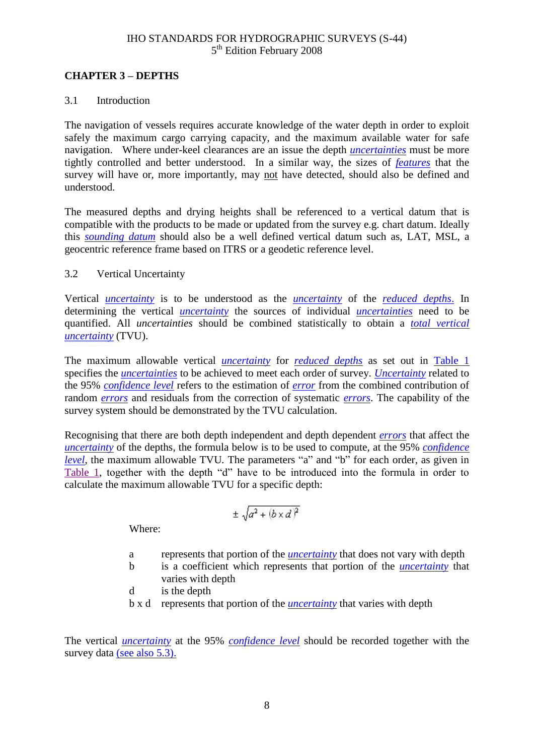## CHAPTER 3 – DEPTHS

### 3.1 Introduction

The navigation of vessels requires accurate knowledge of the water depth in order to exploit safely the maximum cargo carrying capacity, and the maximum available water for safe navigation. Where under-keel clearances are an issue the depth *uncertainties* must be more tightly controlled and better understood. In a similar way, the sizes of *features* that the survey will have or, more importantly, may not have detected, should also be defined and understood.

The measured depths and drying heights shall be referenced to a vertical datum that is compatible with the products to be made or updated from the survey e.g. chart datum. Ideally this *sounding datum* should also be a well defined vertical datum such as, LAT, MSL, a geocentric reference frame based on ITRS or a geodetic reference level.

### 3.2 Vertical Uncertainty

Vertical *uncertainty* is to be understood as the *uncertainty* of the *reduced depths*. In determining the vertical *uncertainty* the sources of individual *uncertainties* need to be quantified. All *uncertainties* should be combined statistically to obtain a *total vertical uncertainty* (TVU).

The maximum allowable vertical *uncertainty* for *reduced depths* as set out in Table 1 specifies the *uncertainties* to be achieved to meet each order of survey. *Uncertainty* related to the 95% *confidence level* refers to the estimation of *error* from the combined contribution of random *errors* and residuals from the correction of systematic *errors*. The capability of the survey system should be demonstrated by the TVU calculation.

Recognising that there are both depth independent and depth dependent *errors* that affect the *uncertainty* of the depths, the formula below is to be used to compute, at the 95% *confidence level*, the maximum allowable TVU. The parameters "a" and "b" for each order, as given in Table 1, together with the depth "d" have to be introduced into the formula in order to calculate the maximum allowable TVU for a specific depth:

$$\pm\sqrt{a^2 + (b \times d)^2}$$

Where:

- a — represents that portion of the *uncertainty* that does not vary with depth
- b — is a coefficient which represents that portion of the *uncertainty* that varies with depth
- d — is the depth
- b x d — represents that portion of the *uncertainty* that varies with depth

The vertical *uncertainty* at the 95% *confidence level* should be recorded together with the survey data (see also 5.3).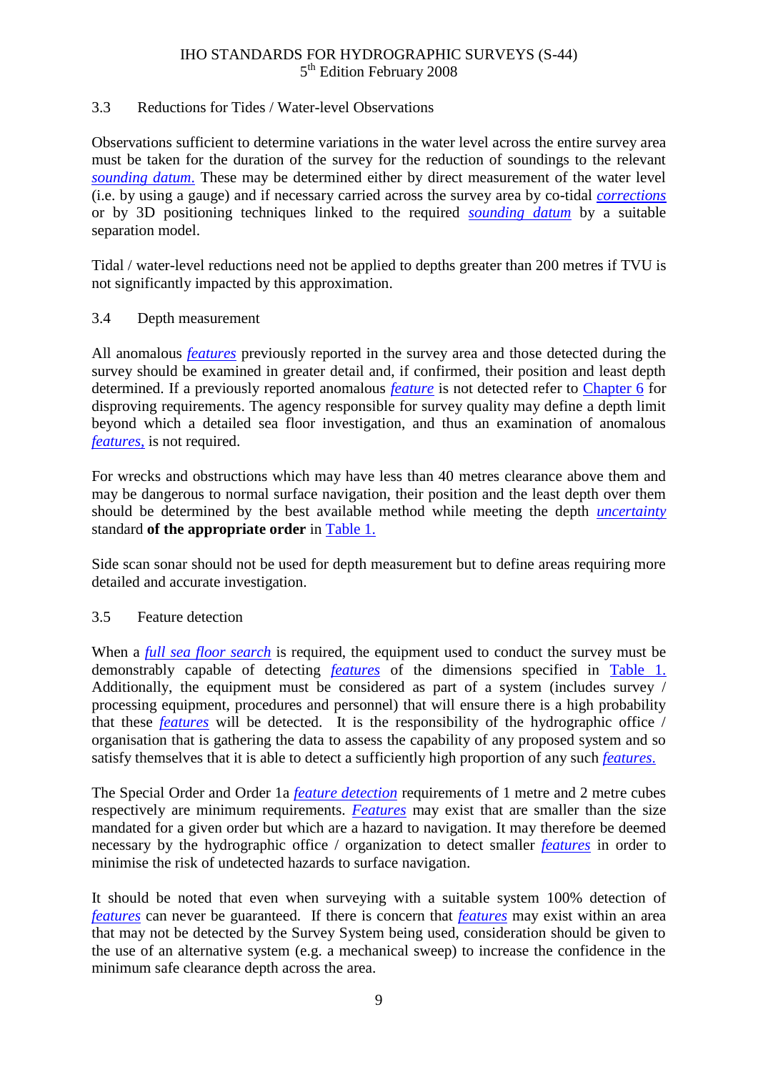## 3.3 Reductions for Tides / Water-level Observations

Observations sufficient to determine variations in the water level across the entire survey area must be taken for the duration of the survey for the reduction of soundings to the relevant *sounding datum*. These may be determined either by direct measurement of the water level (i.e. by using a gauge) and if necessary carried across the survey area by co-tidal *corrections* or by 3D positioning techniques linked to the required *sounding datum* by a suitable separation model.

Tidal / water-level reductions need not be applied to depths greater than 200 metres if TVU is not significantly impacted by this approximation.

## 3.4 Depth measurement

All anomalous *features* previously reported in the survey area and those detected during the survey should be examined in greater detail and, if confirmed, their position and least depth determined. If a previously reported anomalous *feature* is not detected refer to Chapter 6 for disproving requirements. The agency responsible for survey quality may define a depth limit beyond which a detailed sea floor investigation, and thus an examination of anomalous *features,* is not required.

For wrecks and obstructions which may have less than 40 metres clearance above them and may be dangerous to normal surface navigation, their position and the least depth over them should be determined by the best available method while meeting the depth *uncertainty* standard **of the appropriate order** in Table 1.

Side scan sonar should not be used for depth measurement but to define areas requiring more detailed and accurate investigation.

## 3.5 Feature detection

When a *full sea floor search* is required, the equipment used to conduct the survey must be demonstrably capable of detecting *features* of the dimensions specified in Table 1. Additionally, the equipment must be considered as part of a system (includes survey / processing equipment, procedures and personnel) that will ensure there is a high probability that these *features* will be detected. It is the responsibility of the hydrographic office / organisation that is gathering the data to assess the capability of any proposed system and so satisfy themselves that it is able to detect a sufficiently high proportion of any such *features.*

The Special Order and Order 1a *feature detection* requirements of 1 metre and 2 metre cubes respectively are minimum requirements. *Features* may exist that are smaller than the size mandated for a given order but which are a hazard to navigation. It may therefore be deemed necessary by the hydrographic office / organization to detect smaller *features* in order to minimise the risk of undetected hazards to surface navigation.

It should be noted that even when surveying with a suitable system 100% detection of *features* can never be guaranteed. If there is concern that *features* may exist within an area that may not be detected by the Survey System being used, consideration should be given to the use of an alternative system (e.g. a mechanical sweep) to increase the confidence in the minimum safe clearance depth across the area.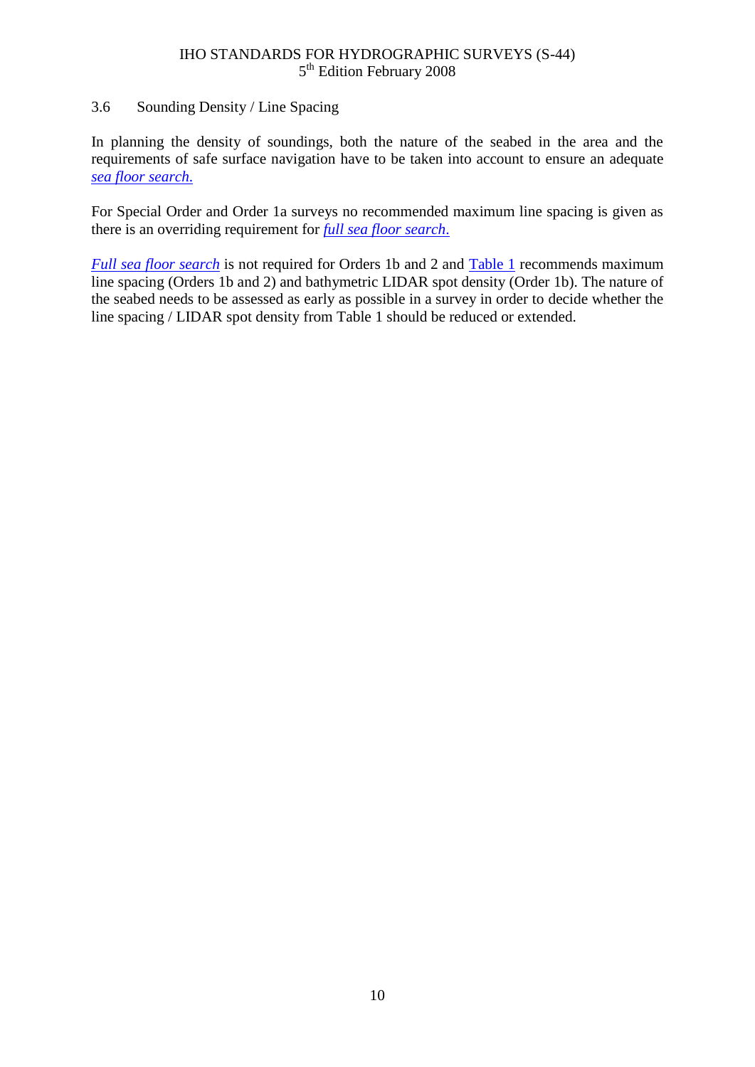## 3.6 Sounding Density / Line Spacing

In planning the density of soundings, both the nature of the seabed in the area and the requirements of safe surface navigation have to be taken into account to ensure an adequate *sea floor search.*

For Special Order and Order 1a surveys no recommended maximum line spacing is given as there is an overriding requirement for *full sea floor search*.

*Full sea floor search* is not required for Orders 1b and 2 and Table 1 recommends maximum line spacing (Orders 1b and 2) and bathymetric LIDAR spot density (Order 1b). The nature of the seabed needs to be assessed as early as possible in a survey in order to decide whether the line spacing / LIDAR spot density from Table 1 should be reduced or extended.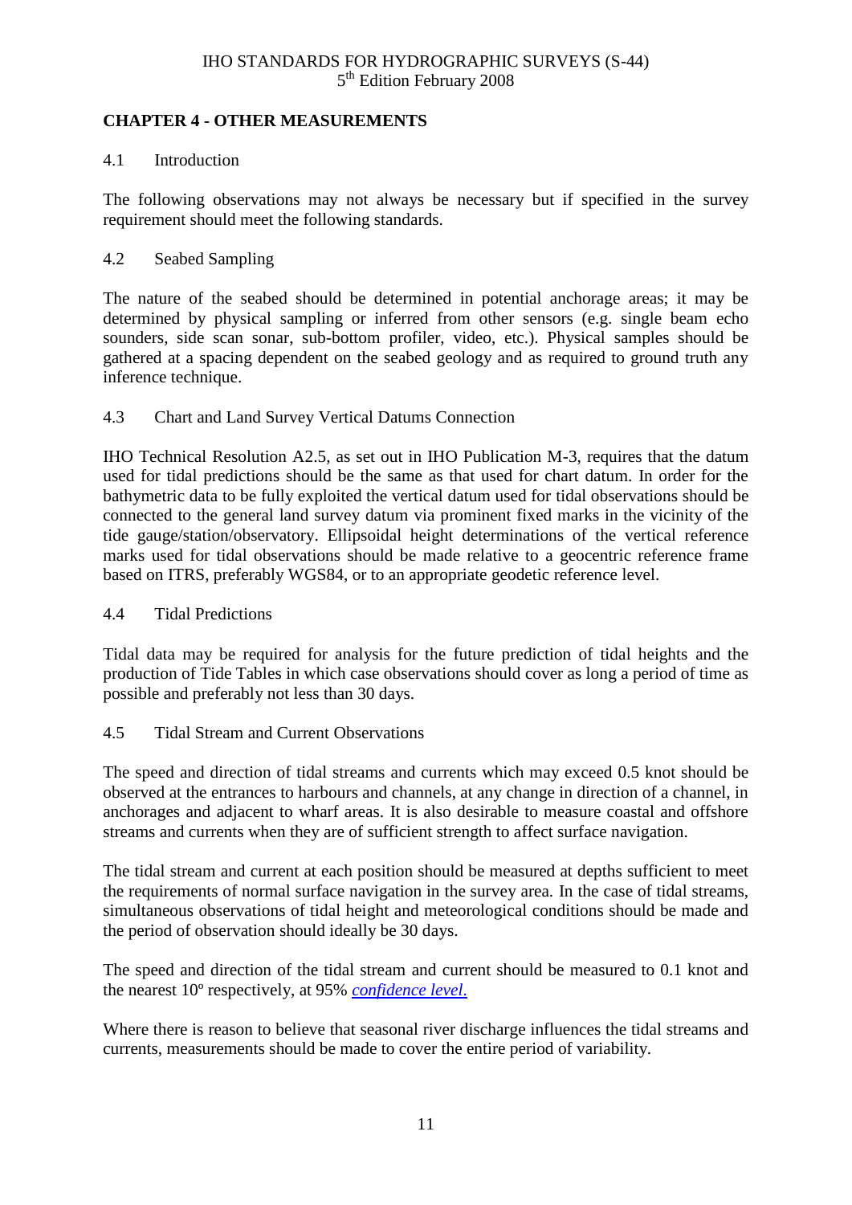## CHAPTER 4 - OTHER MEASUREMENTS

### 4.1 Introduction

The following observations may not always be necessary but if specified in the survey requirement should meet the following standards.

### 4.2 Seabed Sampling

The nature of the seabed should be determined in potential anchorage areas; it may be determined by physical sampling or inferred from other sensors (e.g. single beam echo sounders, side scan sonar, sub-bottom profiler, video, etc.). Physical samples should be gathered at a spacing dependent on the seabed geology and as required to ground truth any inference technique.

### 4.3 Chart and Land Survey Vertical Datums Connection

IHO Technical Resolution A2.5, as set out in IHO Publication M-3, requires that the datum used for tidal predictions should be the same as that used for chart datum. In order for the bathymetric data to be fully exploited the vertical datum used for tidal observations should be connected to the general land survey datum via prominent fixed marks in the vicinity of the tide gauge/station/observatory. Ellipsoidal height determinations of the vertical reference marks used for tidal observations should be made relative to a geocentric reference frame based on ITRS, preferably WGS84, or to an appropriate geodetic reference level.

### 4.4 Tidal Predictions

Tidal data may be required for analysis for the future prediction of tidal heights and the production of Tide Tables in which case observations should cover as long a period of time as possible and preferably not less than 30 days.

### 4.5 Tidal Stream and Current Observations

The speed and direction of tidal streams and currents which may exceed 0.5 knot should be observed at the entrances to harbours and channels, at any change in direction of a channel, in anchorages and adjacent to wharf areas. It is also desirable to measure coastal and offshore streams and currents when they are of sufficient strength to affect surface navigation.

The tidal stream and current at each position should be measured at depths sufficient to meet the requirements of normal surface navigation in the survey area. In the case of tidal streams, simultaneous observations of tidal height and meteorological conditions should be made and the period of observation should ideally be 30 days.

The speed and direction of the tidal stream and current should be measured to 0.1 knot and the nearest 10º respectively, at 95% *confidence level.*

Where there is reason to believe that seasonal river discharge influences the tidal streams and currents, measurements should be made to cover the entire period of variability.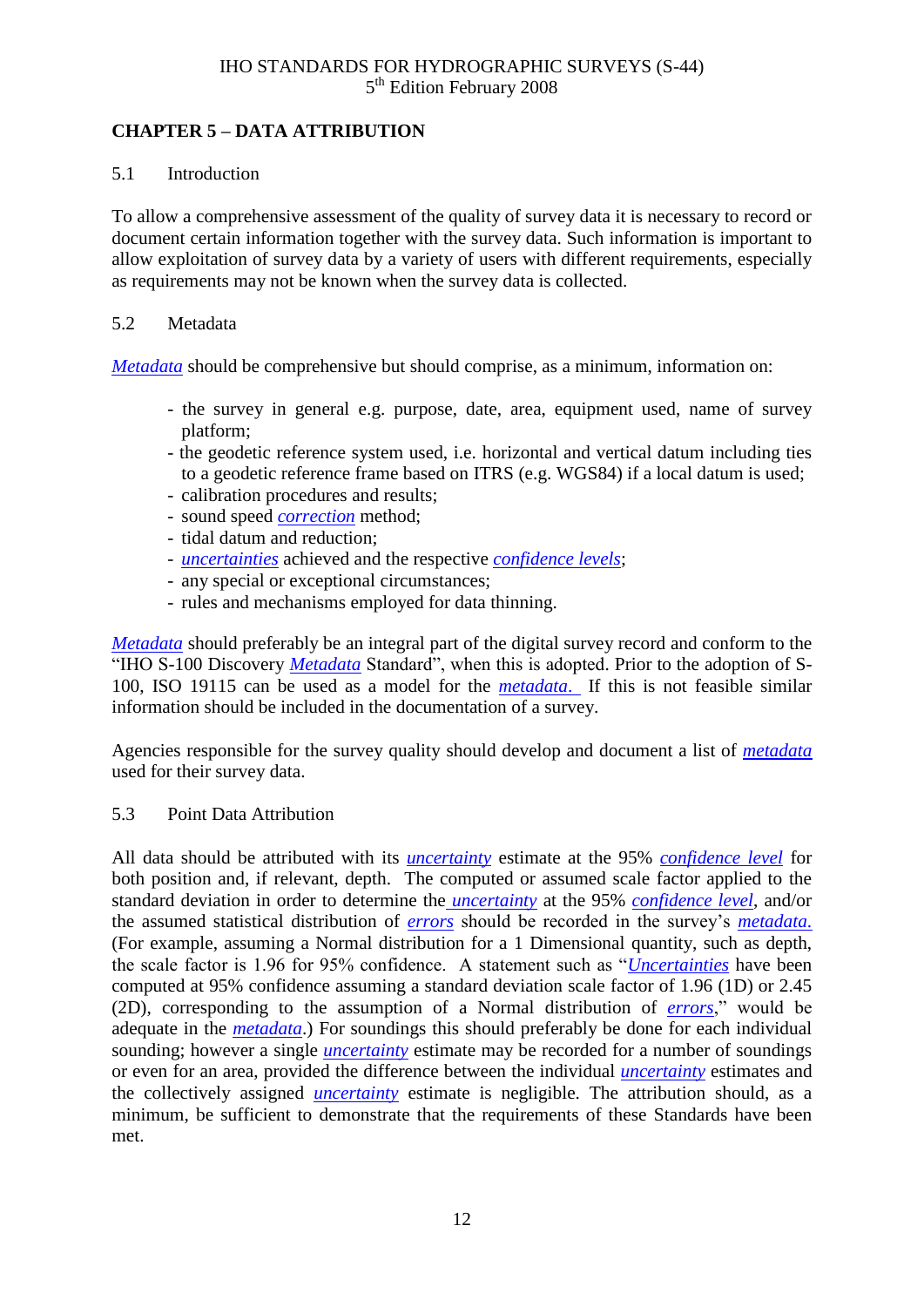## CHAPTER 5 – DATA ATTRIBUTION

### 5.1 Introduction

To allow a comprehensive assessment of the quality of survey data it is necessary to record or document certain information together with the survey data. Such information is important to allow exploitation of survey data by a variety of users with different requirements, especially as requirements may not be known when the survey data is collected.

### 5.2 Metadata

*Metadata* should be comprehensive but should comprise, as a minimum, information on:

- the survey in general e.g. purpose, date, area, equipment used, name of survey platform;
- the geodetic reference system used, i.e. horizontal and vertical datum including ties to a geodetic reference frame based on ITRS (e.g. WGS84) if a local datum is used;
- calibration procedures and results;
- sound speed *correction* method;
- tidal datum and reduction;
- *uncertainties* achieved and the respective *confidence levels*;
- any special or exceptional circumstances;
- rules and mechanisms employed for data thinning.

*Metadata* should preferably be an integral part of the digital survey record and conform to the "IHO S-100 Discovery *Metadata* Standard", when this is adopted. Prior to the adoption of S-100, ISO 19115 can be used as a model for the *metadata*. If this is not feasible similar information should be included in the documentation of a survey.

Agencies responsible for the survey quality should develop and document a list of *metadata* used for their survey data.

### 5.3 Point Data Attribution

All data should be attributed with its *uncertainty* estimate at the 95% *confidence level* for both position and, if relevant, depth. The computed or assumed scale factor applied to the standard deviation in order to determine the *uncertainty* at the 95% *confidence level*, and/or the assumed statistical distribution of *errors* should be recorded in the survey's *metadata*. (For example, assuming a Normal distribution for a 1 Dimensional quantity, such as depth, the scale factor is 1.96 for 95% confidence. A statement such as "*Uncertainties* have been computed at 95% confidence assuming a standard deviation scale factor of 1.96 (1D) or 2.45 (2D), corresponding to the assumption of a Normal distribution of *errors*," would be adequate in the *metadata*.) For soundings this should preferably be done for each individual sounding; however a single *uncertainty* estimate may be recorded for a number of soundings or even for an area, provided the difference between the individual *uncertainty* estimates and the collectively assigned *uncertainty* estimate is negligible. The attribution should, as a minimum, be sufficient to demonstrate that the requirements of these Standards have been met.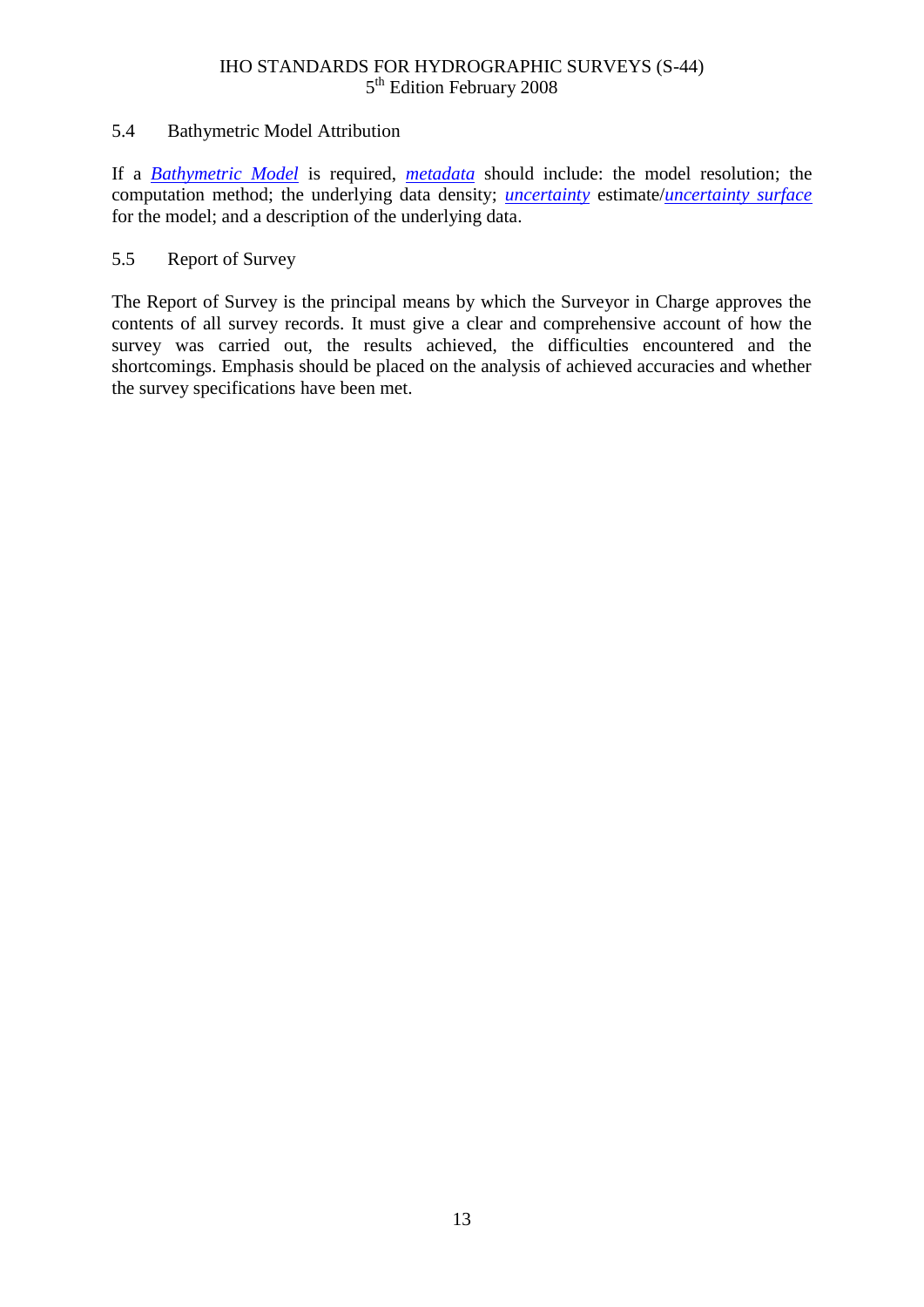## 5.4 Bathymetric Model Attribution

If a *Bathymetric Model* is required, *metadata* should include: the model resolution; the computation method; the underlying data density; *uncertainty* estimate/*uncertainty surface* for the model; and a description of the underlying data.

## 5.5 Report of Survey

The Report of Survey is the principal means by which the Surveyor in Charge approves the contents of all survey records. It must give a clear and comprehensive account of how the survey was carried out, the results achieved, the difficulties encountered and the shortcomings. Emphasis should be placed on the analysis of achieved accuracies and whether the survey specifications have been met.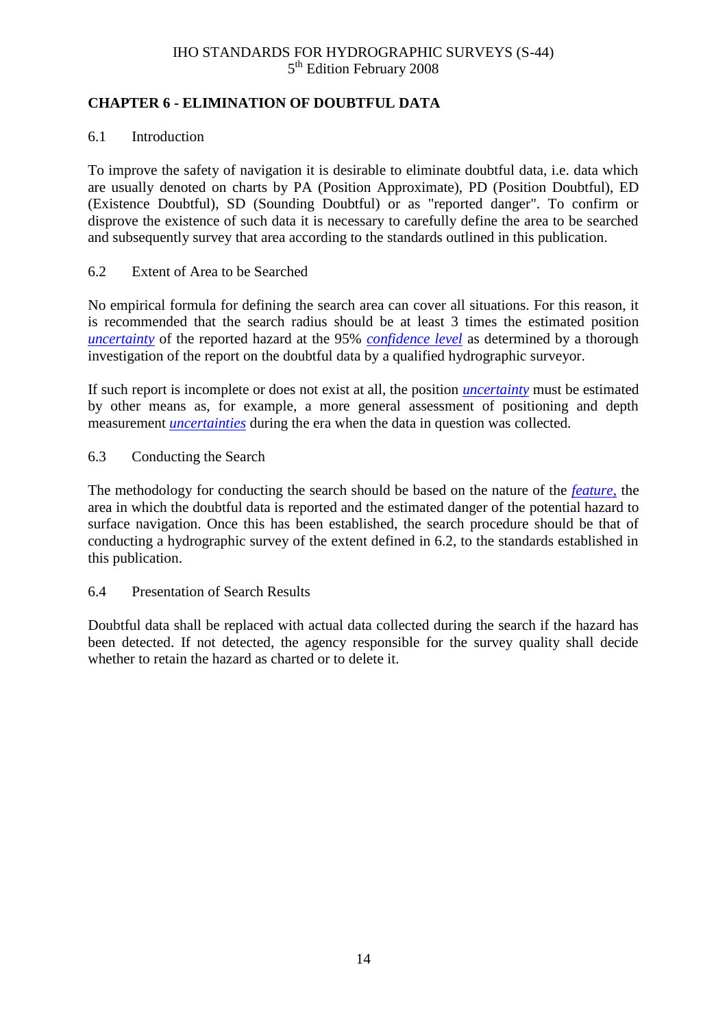## CHAPTER 6 - ELIMINATION OF DOUBTFUL DATA

### 6.1 Introduction

To improve the safety of navigation it is desirable to eliminate doubtful data, i.e. data which are usually denoted on charts by PA (Position Approximate), PD (Position Doubtful), ED (Existence Doubtful), SD (Sounding Doubtful) or as "reported danger". To confirm or disprove the existence of such data it is necessary to carefully define the area to be searched and subsequently survey that area according to the standards outlined in this publication.

### 6.2 Extent of Area to be Searched

No empirical formula for defining the search area can cover all situations. For this reason, it is recommended that the search radius should be at least 3 times the estimated position *uncertainty* of the reported hazard at the 95% *confidence level* as determined by a thorough investigation of the report on the doubtful data by a qualified hydrographic surveyor.

If such report is incomplete or does not exist at all, the position *uncertainty* must be estimated by other means as, for example, a more general assessment of positioning and depth measurement *uncertainties* during the era when the data in question was collected.

### 6.3 Conducting the Search

The methodology for conducting the search should be based on the nature of the *feature,* the area in which the doubtful data is reported and the estimated danger of the potential hazard to surface navigation. Once this has been established, the search procedure should be that of conducting a hydrographic survey of the extent defined in 6.2, to the standards established in this publication.

### 6.4 Presentation of Search Results

Doubtful data shall be replaced with actual data collected during the search if the hazard has been detected. If not detected, the agency responsible for the survey quality shall decide whether to retain the hazard as charted or to delete it.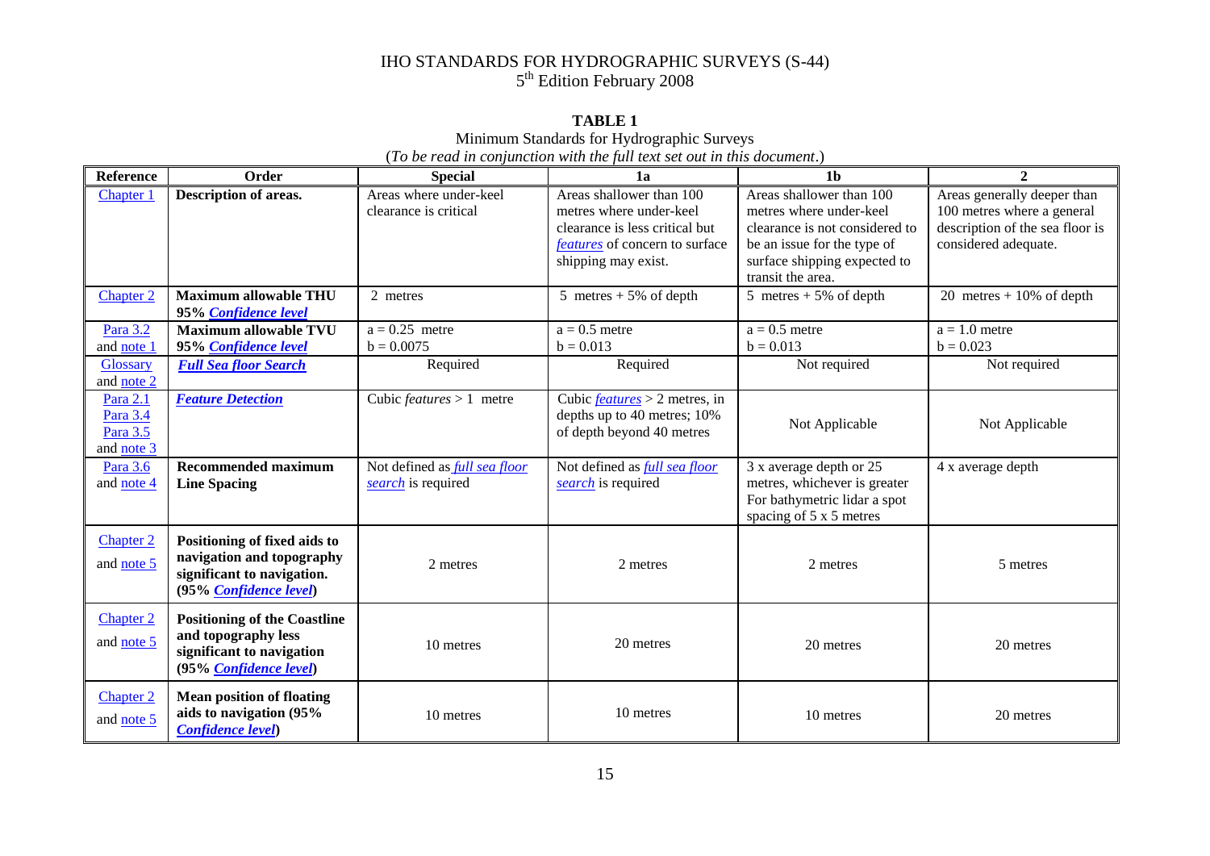# IHO STANDARDS FOR HYDROGRAPHIC SURVEYS (S-44)
5th Edition February 2008

**TABLE 1**
Minimum Standards for Hydrographic Surveys
(*To be read in conjunction with the full text set out in this document*.)

| Reference | Order | Special | 1a | 1b | 2 |
|---|---|---|---|---|---|
| Chapter 1 | **Description of areas.** | Areas where under-keel clearance is critical | Areas shallower than 100 metres where under-keel clearance is less critical but *features* of concern to surface shipping may exist. | Areas shallower than 100 metres where under-keel clearance is not considered to be an issue for the type of surface shipping expected to transit the area. | Areas generally deeper than 100 metres where a general description of the sea floor is considered adequate. |
| Chapter 2 | **Maximum allowable THU 95% *Confidence level*** | 2 metres | 5 metres + 5% of depth | 5 metres + 5% of depth | 20 metres + 10% of depth |
| Para 3.2 and note 1 | **Maximum allowable TVU 95% *Confidence level*** | a = 0.25 metre<br>b = 0.0075 | a = 0.5 metre<br>b = 0.013 | a = 0.5 metre<br>b = 0.013 | a = 1.0 metre<br>b = 0.023 |
| Glossary and note 2 | ***Full Sea floor Search*** | Required | Required | Not required | Not required |
| Para 2.1<br>Para 3.4<br>Para 3.5<br>and note 3 | ***Feature Detection*** | Cubic *features* > 1 metre | Cubic *features* > 2 metres, in depths up to 40 metres; 10% of depth beyond 40 metres | Not Applicable | Not Applicable |
| Para 3.6 and note 4 | **Recommended maximum Line Spacing** | Not defined as *full sea floor search* is required | Not defined as *full sea floor search* is required | 3 x average depth or 25 metres, whichever is greater<br>For bathymetric lidar a spot spacing of 5 x 5 metres | 4 x average depth |
| Chapter 2 and note 5 | **Positioning of fixed aids to navigation and topography significant to navigation. (95% *Confidence level*)** | 2 metres | 2 metres | 2 metres | 5 metres |
| Chapter 2 and note 5 | **Positioning of the Coastline and topography less significant to navigation (95% *Confidence level*)** | 10 metres | 20 metres | 20 metres | 20 metres |
| Chapter 2 and note 5 | **Mean position of floating aids to navigation (95% *Confidence level*)** | 10 metres | 10 metres | 10 metres | 20 metres |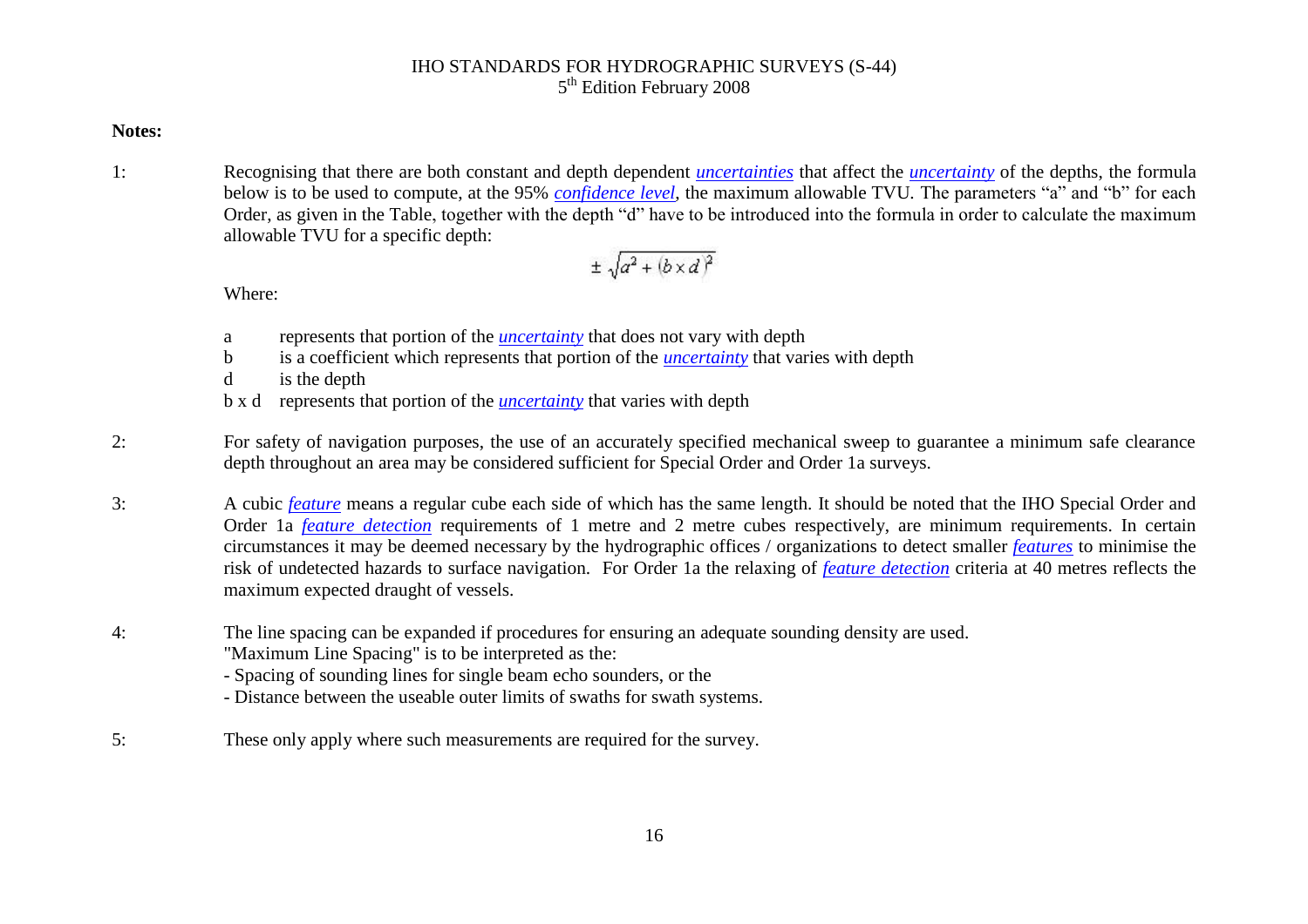**Notes:**

1: Recognising that there are both constant and depth dependent *uncertainties* that affect the *uncertainty* of the depths, the formula below is to be used to compute, at the 95% *confidence level*, the maximum allowable TVU. The parameters "a" and "b" for each Order, as given in the Table, together with the depth "d" have to be introduced into the formula in order to calculate the maximum allowable TVU for a specific depth:

$$\pm \sqrt{a^2 + (b \times d)^2}$$

Where:

- a represents that portion of the *uncertainty* that does not vary with depth
- b is a coefficient which represents that portion of the *uncertainty* that varies with depth
- d is the depth
- b x d represents that portion of the *uncertainty* that varies with depth

2: For safety of navigation purposes, the use of an accurately specified mechanical sweep to guarantee a minimum safe clearance depth throughout an area may be considered sufficient for Special Order and Order 1a surveys.

3: A cubic *feature* means a regular cube each side of which has the same length. It should be noted that the IHO Special Order and Order 1a *feature detection* requirements of 1 metre and 2 metre cubes respectively, are minimum requirements. In certain circumstances it may be deemed necessary by the hydrographic offices / organizations to detect smaller *features* to minimise the risk of undetected hazards to surface navigation. For Order 1a the relaxing of *feature detection* criteria at 40 metres reflects the maximum expected draught of vessels.

4: The line spacing can be expanded if procedures for ensuring an adequate sounding density are used.
"Maximum Line Spacing" is to be interpreted as the:
- Spacing of sounding lines for single beam echo sounders, or the
- Distance between the useable outer limits of swaths for swath systems.

5: These only apply where such measurements are required for the survey.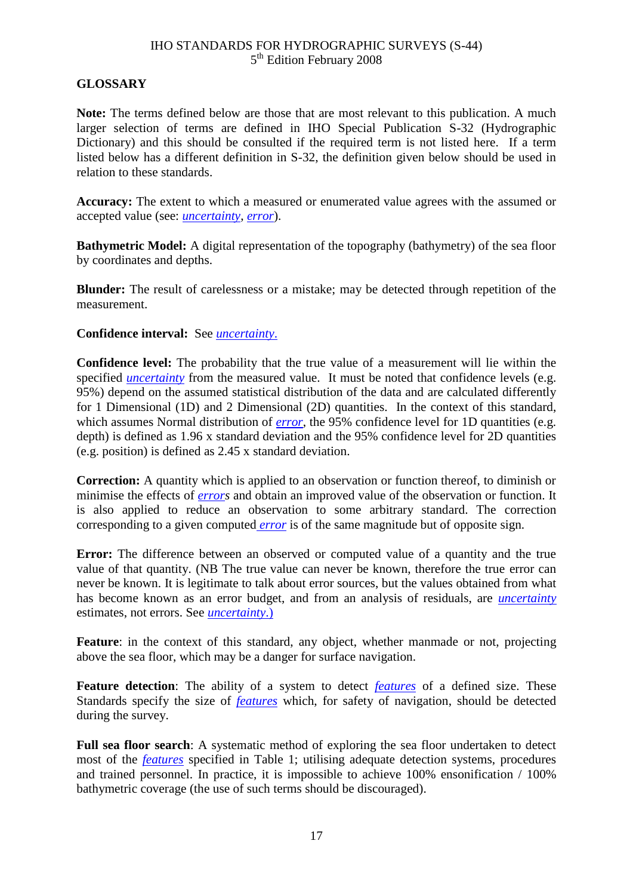## GLOSSARY

**Note:** The terms defined below are those that are most relevant to this publication. A much larger selection of terms are defined in IHO Special Publication S-32 (Hydrographic Dictionary) and this should be consulted if the required term is not listed here. If a term listed below has a different definition in S-32, the definition given below should be used in relation to these standards.

**Accuracy:** The extent to which a measured or enumerated value agrees with the assumed or accepted value (see: *uncertainty*, *error*).

**Bathymetric Model:** A digital representation of the topography (bathymetry) of the sea floor by coordinates and depths.

**Blunder:** The result of carelessness or a mistake; may be detected through repetition of the measurement.

**Confidence interval:** See *uncertainty*.

**Confidence level:** The probability that the true value of a measurement will lie within the specified *uncertainty* from the measured value. It must be noted that confidence levels (e.g. 95%) depend on the assumed statistical distribution of the data and are calculated differently for 1 Dimensional (1D) and 2 Dimensional (2D) quantities. In the context of this standard, which assumes Normal distribution of *error*, the 95% confidence level for 1D quantities (e.g. depth) is defined as 1.96 x standard deviation and the 95% confidence level for 2D quantities (e.g. position) is defined as 2.45 x standard deviation.

**Correction:** A quantity which is applied to an observation or function thereof, to diminish or minimise the effects of *errors* and obtain an improved value of the observation or function. It is also applied to reduce an observation to some arbitrary standard. The correction corresponding to a given computed *error* is of the same magnitude but of opposite sign.

**Error:** The difference between an observed or computed value of a quantity and the true value of that quantity. (NB The true value can never be known, therefore the true error can never be known. It is legitimate to talk about error sources, but the values obtained from what has become known as an error budget, and from an analysis of residuals, are *uncertainty* estimates, not errors. See *uncertainty*.)

**Feature**: in the context of this standard, any object, whether manmade or not, projecting above the sea floor, which may be a danger for surface navigation.

**Feature detection**: The ability of a system to detect *features* of a defined size. These Standards specify the size of *features* which, for safety of navigation, should be detected during the survey.

**Full sea floor search**: A systematic method of exploring the sea floor undertaken to detect most of the *features* specified in Table 1; utilising adequate detection systems, procedures and trained personnel. In practice, it is impossible to achieve 100% ensonification / 100% bathymetric coverage (the use of such terms should be discouraged).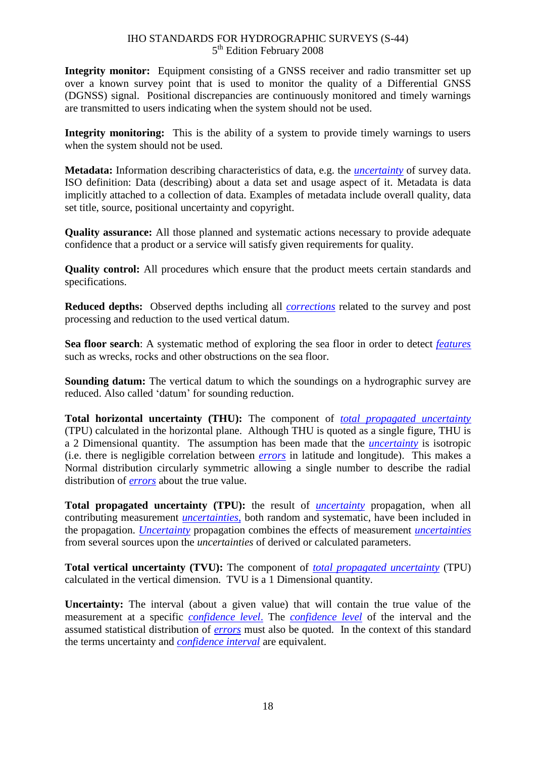**Integrity monitor:** Equipment consisting of a GNSS receiver and radio transmitter set up over a known survey point that is used to monitor the quality of a Differential GNSS (DGNSS) signal. Positional discrepancies are continuously monitored and timely warnings are transmitted to users indicating when the system should not be used.

**Integrity monitoring:** This is the ability of a system to provide timely warnings to users when the system should not be used.

**Metadata:** Information describing characteristics of data, e.g. the *uncertainty* of survey data. ISO definition: Data (describing) about a data set and usage aspect of it. Metadata is data implicitly attached to a collection of data. Examples of metadata include overall quality, data set title, source, positional uncertainty and copyright.

**Quality assurance:** All those planned and systematic actions necessary to provide adequate confidence that a product or a service will satisfy given requirements for quality.

**Quality control:** All procedures which ensure that the product meets certain standards and specifications.

**Reduced depths:** Observed depths including all *corrections* related to the survey and post processing and reduction to the used vertical datum.

**Sea floor search**: A systematic method of exploring the sea floor in order to detect *features* such as wrecks, rocks and other obstructions on the sea floor.

**Sounding datum:** The vertical datum to which the soundings on a hydrographic survey are reduced. Also called 'datum' for sounding reduction.

**Total horizontal uncertainty (THU):** The component of *total propagated uncertainty* (TPU) calculated in the horizontal plane. Although THU is quoted as a single figure, THU is a 2 Dimensional quantity. The assumption has been made that the *uncertainty* is isotropic (i.e. there is negligible correlation between *errors* in latitude and longitude). This makes a Normal distribution circularly symmetric allowing a single number to describe the radial distribution of *errors* about the true value.

**Total propagated uncertainty (TPU):** the result of *uncertainty* propagation, when all contributing measurement *uncertainties,* both random and systematic, have been included in the propagation. *Uncertainty* propagation combines the effects of measurement *uncertainties* from several sources upon the *uncertainties* of derived or calculated parameters.

**Total vertical uncertainty (TVU):** The component of *total propagated uncertainty* (TPU) calculated in the vertical dimension. TVU is a 1 Dimensional quantity.

**Uncertainty:** The interval (about a given value) that will contain the true value of the measurement at a specific *confidence level*. The *confidence level* of the interval and the assumed statistical distribution of *errors* must also be quoted. In the context of this standard the terms uncertainty and *confidence interval* are equivalent.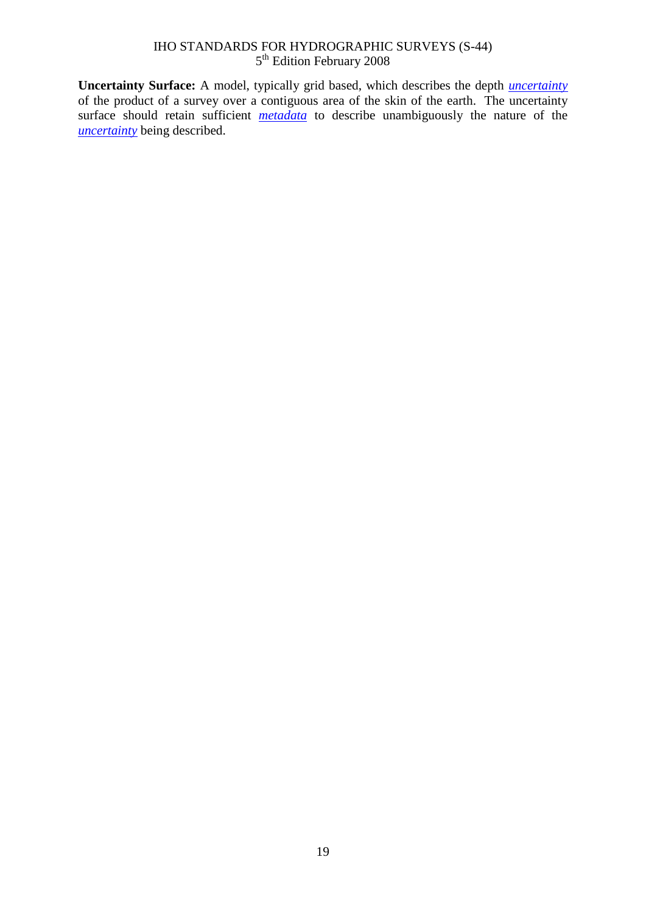**Uncertainty Surface:** A model, typically grid based, which describes the depth *uncertainty* of the product of a survey over a contiguous area of the skin of the earth. The uncertainty surface should retain sufficient *metadata* to describe unambiguously the nature of the *uncertainty* being described.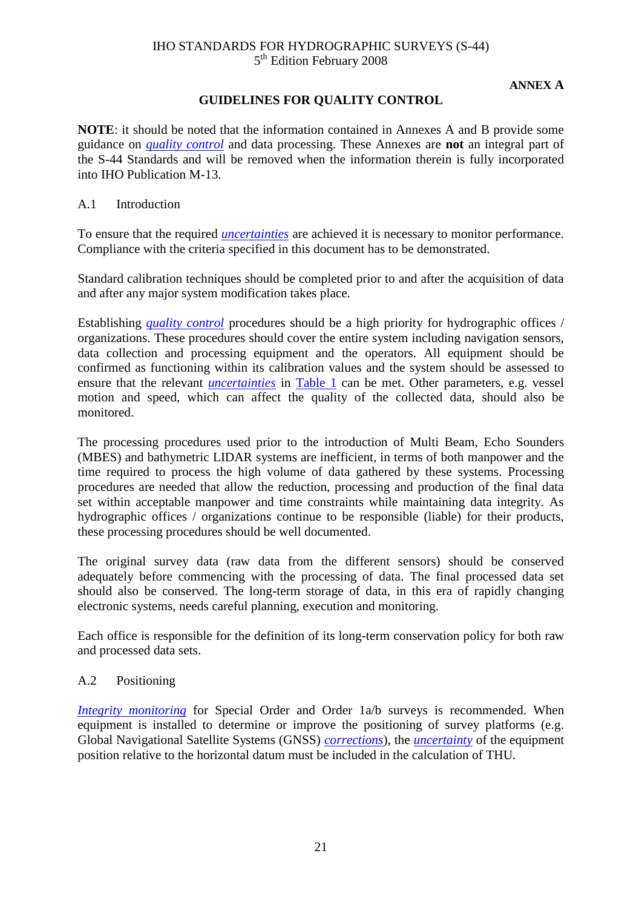**ANNEX A**

## GUIDELINES FOR QUALITY CONTROL

**NOTE**: it should be noted that the information contained in Annexes A and B provide some guidance on *quality control* and data processing. These Annexes are **not** an integral part of the S-44 Standards and will be removed when the information therein is fully incorporated into IHO Publication M-13.

### A.1 Introduction

To ensure that the required *uncertainties* are achieved it is necessary to monitor performance. Compliance with the criteria specified in this document has to be demonstrated.

Standard calibration techniques should be completed prior to and after the acquisition of data and after any major system modification takes place.

Establishing *quality control* procedures should be a high priority for hydrographic offices / organizations. These procedures should cover the entire system including navigation sensors, data collection and processing equipment and the operators. All equipment should be confirmed as functioning within its calibration values and the system should be assessed to ensure that the relevant *uncertainties* in Table 1 can be met. Other parameters, e.g. vessel motion and speed, which can affect the quality of the collected data, should also be monitored.

The processing procedures used prior to the introduction of Multi Beam, Echo Sounders (MBES) and bathymetric LIDAR systems are inefficient, in terms of both manpower and the time required to process the high volume of data gathered by these systems. Processing procedures are needed that allow the reduction, processing and production of the final data set within acceptable manpower and time constraints while maintaining data integrity. As hydrographic offices / organizations continue to be responsible (liable) for their products, these processing procedures should be well documented.

The original survey data (raw data from the different sensors) should be conserved adequately before commencing with the processing of data. The final processed data set should also be conserved. The long-term storage of data, in this era of rapidly changing electronic systems, needs careful planning, execution and monitoring.

Each office is responsible for the definition of its long-term conservation policy for both raw and processed data sets.

### A.2 Positioning

*Integrity monitoring* for Special Order and Order 1a/b surveys is recommended. When equipment is installed to determine or improve the positioning of survey platforms (e.g. Global Navigational Satellite Systems (GNSS) *corrections*), the *uncertainty* of the equipment position relative to the horizontal datum must be included in the calculation of THU.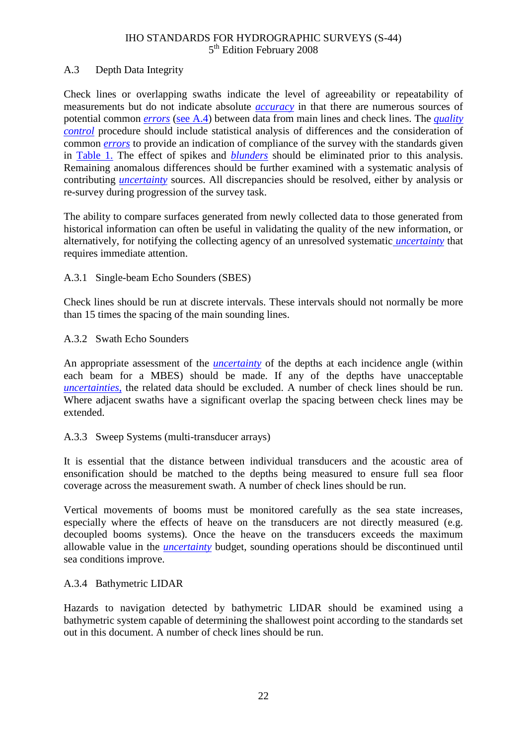## A.3 Depth Data Integrity

Check lines or overlapping swaths indicate the level of agreeability or repeatability of measurements but do not indicate absolute *accuracy* in that there are numerous sources of potential common *errors* (see A.4) between data from main lines and check lines. The *quality control* procedure should include statistical analysis of differences and the consideration of common *errors* to provide an indication of compliance of the survey with the standards given in Table 1. The effect of spikes and *blunders* should be eliminated prior to this analysis. Remaining anomalous differences should be further examined with a systematic analysis of contributing *uncertainty* sources. All discrepancies should be resolved, either by analysis or re-survey during progression of the survey task.

The ability to compare surfaces generated from newly collected data to those generated from historical information can often be useful in validating the quality of the new information, or alternatively, for notifying the collecting agency of an unresolved systematic *uncertainty* that requires immediate attention.

### A.3.1 Single-beam Echo Sounders (SBES)

Check lines should be run at discrete intervals. These intervals should not normally be more than 15 times the spacing of the main sounding lines.

### A.3.2 Swath Echo Sounders

An appropriate assessment of the *uncertainty* of the depths at each incidence angle (within each beam for a MBES) should be made. If any of the depths have unacceptable *uncertainties,* the related data should be excluded. A number of check lines should be run. Where adjacent swaths have a significant overlap the spacing between check lines may be extended.

### A.3.3 Sweep Systems (multi-transducer arrays)

It is essential that the distance between individual transducers and the acoustic area of ensonification should be matched to the depths being measured to ensure full sea floor coverage across the measurement swath. A number of check lines should be run.

Vertical movements of booms must be monitored carefully as the sea state increases, especially where the effects of heave on the transducers are not directly measured (e.g. decoupled booms systems). Once the heave on the transducers exceeds the maximum allowable value in the *uncertainty* budget, sounding operations should be discontinued until sea conditions improve.

### A.3.4 Bathymetric LIDAR

Hazards to navigation detected by bathymetric LIDAR should be examined using a bathymetric system capable of determining the shallowest point according to the standards set out in this document. A number of check lines should be run.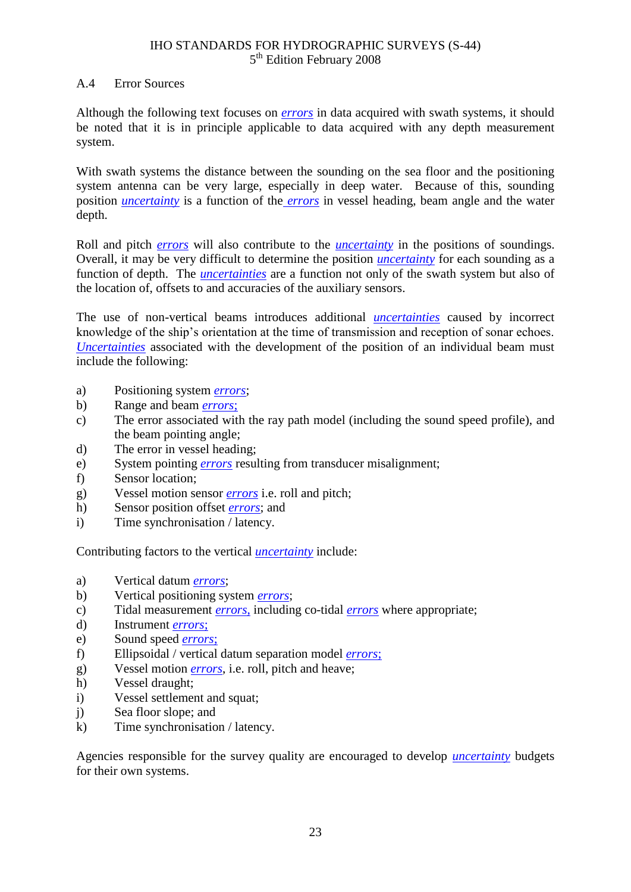## A.4 Error Sources

Although the following text focuses on *errors* in data acquired with swath systems, it should be noted that it is in principle applicable to data acquired with any depth measurement system.

With swath systems the distance between the sounding on the sea floor and the positioning system antenna can be very large, especially in deep water. Because of this, sounding position *uncertainty* is a function of the *errors* in vessel heading, beam angle and the water depth.

Roll and pitch *errors* will also contribute to the *uncertainty* in the positions of soundings. Overall, it may be very difficult to determine the position *uncertainty* for each sounding as a function of depth. The *uncertainties* are a function not only of the swath system but also of the location of, offsets to and accuracies of the auxiliary sensors.

The use of non-vertical beams introduces additional *uncertainties* caused by incorrect knowledge of the ship's orientation at the time of transmission and reception of sonar echoes. *Uncertainties* associated with the development of the position of an individual beam must include the following:

a) Positioning system *errors*;
b) Range and beam *errors;*
c) The error associated with the ray path model (including the sound speed profile), and the beam pointing angle;
d) The error in vessel heading;
e) System pointing *errors* resulting from transducer misalignment;
f) Sensor location;
g) Vessel motion sensor *errors* i.e. roll and pitch;
h) Sensor position offset *errors*; and
i) Time synchronisation / latency.

Contributing factors to the vertical *uncertainty* include:

a) Vertical datum *errors*;
b) Vertical positioning system *errors*;
c) Tidal measurement *errors,* including co-tidal *errors* where appropriate;
d) Instrument *errors;*
e) Sound speed *errors;*
f) Ellipsoidal / vertical datum separation model *errors;*
g) Vessel motion *errors*, i.e. roll, pitch and heave;
h) Vessel draught;
i) Vessel settlement and squat;
j) Sea floor slope; and
k) Time synchronisation / latency.

Agencies responsible for the survey quality are encouraged to develop *uncertainty* budgets for their own systems.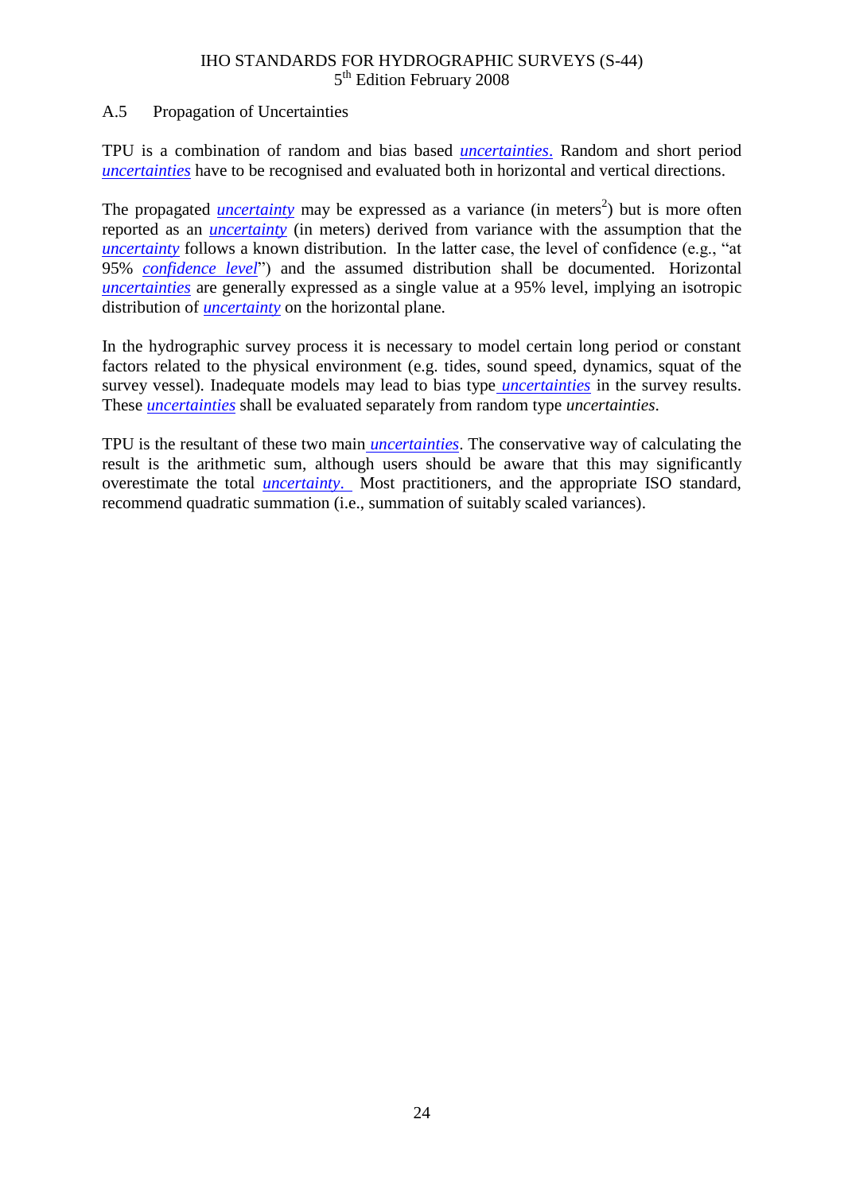## A.5 Propagation of Uncertainties

TPU is a combination of random and bias based *uncertainties*. Random and short period *uncertainties* have to be recognised and evaluated both in horizontal and vertical directions.

The propagated *uncertainty* may be expressed as a variance (in meters$^2$) but is more often reported as an *uncertainty* (in meters) derived from variance with the assumption that the *uncertainty* follows a known distribution. In the latter case, the level of confidence (e.g., "at 95% *confidence level*") and the assumed distribution shall be documented. Horizontal *uncertainties* are generally expressed as a single value at a 95% level, implying an isotropic distribution of *uncertainty* on the horizontal plane.

In the hydrographic survey process it is necessary to model certain long period or constant factors related to the physical environment (e.g. tides, sound speed, dynamics, squat of the survey vessel). Inadequate models may lead to bias type *uncertainties* in the survey results. These *uncertainties* shall be evaluated separately from random type *uncertainties*.

TPU is the resultant of these two main *uncertainties*. The conservative way of calculating the result is the arithmetic sum, although users should be aware that this may significantly overestimate the total *uncertainty*. Most practitioners, and the appropriate ISO standard, recommend quadratic summation (i.e., summation of suitably scaled variances).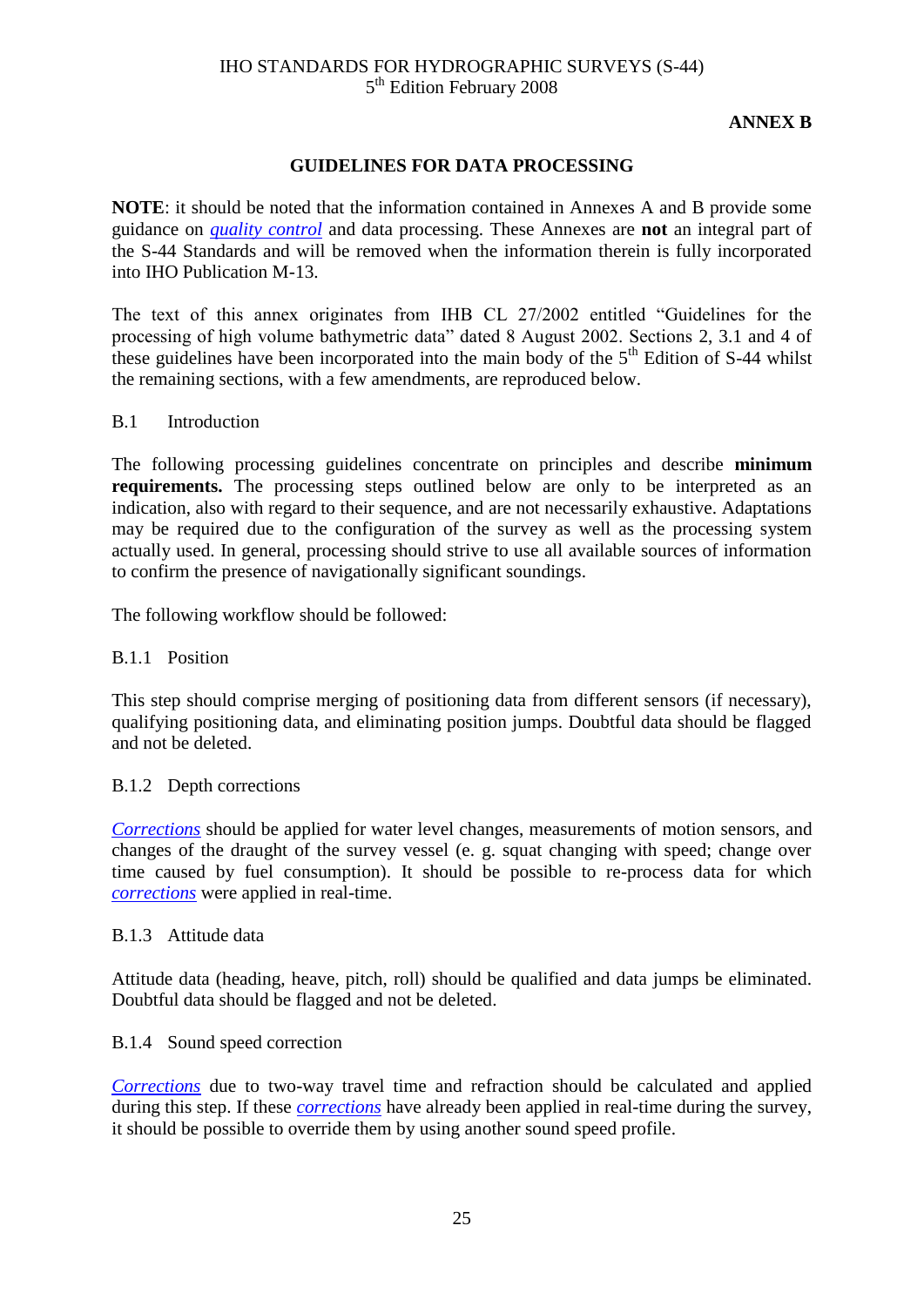**ANNEX B**

## GUIDELINES FOR DATA PROCESSING

**NOTE**: it should be noted that the information contained in Annexes A and B provide some guidance on *quality control* and data processing. These Annexes are **not** an integral part of the S-44 Standards and will be removed when the information therein is fully incorporated into IHO Publication M-13.

The text of this annex originates from IHB CL 27/2002 entitled "Guidelines for the processing of high volume bathymetric data" dated 8 August 2002. Sections 2, 3.1 and 4 of these guidelines have been incorporated into the main body of the 5th Edition of S-44 whilst the remaining sections, with a few amendments, are reproduced below.

### B.1 Introduction

The following processing guidelines concentrate on principles and describe **minimum requirements.** The processing steps outlined below are only to be interpreted as an indication, also with regard to their sequence, and are not necessarily exhaustive. Adaptations may be required due to the configuration of the survey as well as the processing system actually used. In general, processing should strive to use all available sources of information to confirm the presence of navigationally significant soundings.

The following workflow should be followed:

#### B.1.1 Position

This step should comprise merging of positioning data from different sensors (if necessary), qualifying positioning data, and eliminating position jumps. Doubtful data should be flagged and not be deleted.

#### B.1.2 Depth corrections

*Corrections* should be applied for water level changes, measurements of motion sensors, and changes of the draught of the survey vessel (e. g. squat changing with speed; change over time caused by fuel consumption). It should be possible to re-process data for which *corrections* were applied in real-time.

#### B.1.3 Attitude data

Attitude data (heading, heave, pitch, roll) should be qualified and data jumps be eliminated. Doubtful data should be flagged and not be deleted.

#### B.1.4 Sound speed correction

*Corrections* due to two-way travel time and refraction should be calculated and applied during this step. If these *corrections* have already been applied in real-time during the survey, it should be possible to override them by using another sound speed profile.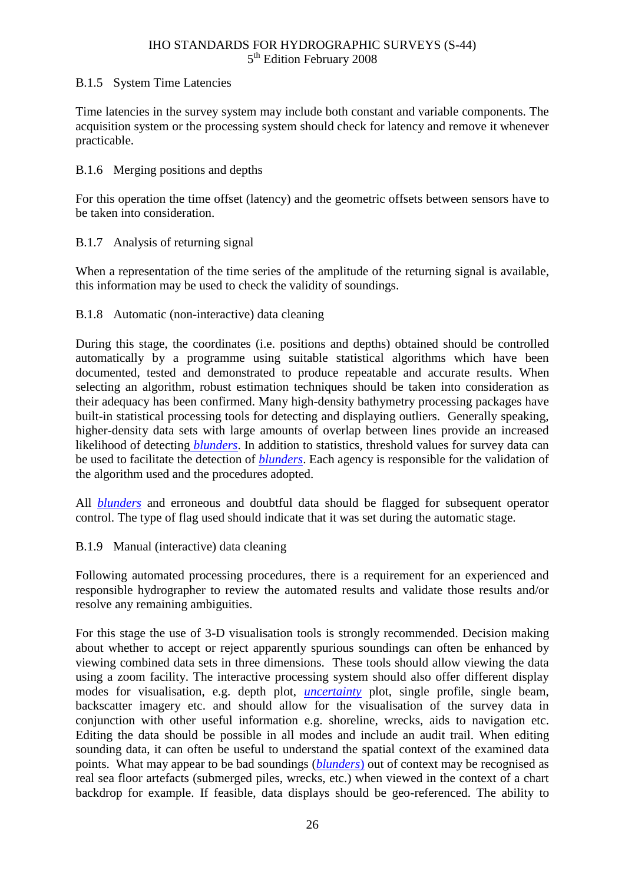### B.1.5 System Time Latencies

Time latencies in the survey system may include both constant and variable components. The acquisition system or the processing system should check for latency and remove it whenever practicable.

### B.1.6 Merging positions and depths

For this operation the time offset (latency) and the geometric offsets between sensors have to be taken into consideration.

### B.1.7 Analysis of returning signal

When a representation of the time series of the amplitude of the returning signal is available, this information may be used to check the validity of soundings.

### B.1.8 Automatic (non-interactive) data cleaning

During this stage, the coordinates (i.e. positions and depths) obtained should be controlled automatically by a programme using suitable statistical algorithms which have been documented, tested and demonstrated to produce repeatable and accurate results. When selecting an algorithm, robust estimation techniques should be taken into consideration as their adequacy has been confirmed. Many high-density bathymetry processing packages have built-in statistical processing tools for detecting and displaying outliers. Generally speaking, higher-density data sets with large amounts of overlap between lines provide an increased likelihood of detecting *blunders*. In addition to statistics, threshold values for survey data can be used to facilitate the detection of *blunders*. Each agency is responsible for the validation of the algorithm used and the procedures adopted.

All *blunders* and erroneous and doubtful data should be flagged for subsequent operator control. The type of flag used should indicate that it was set during the automatic stage.

### B.1.9 Manual (interactive) data cleaning

Following automated processing procedures, there is a requirement for an experienced and responsible hydrographer to review the automated results and validate those results and/or resolve any remaining ambiguities.

For this stage the use of 3-D visualisation tools is strongly recommended. Decision making about whether to accept or reject apparently spurious soundings can often be enhanced by viewing combined data sets in three dimensions. These tools should allow viewing the data using a zoom facility. The interactive processing system should also offer different display modes for visualisation, e.g. depth plot, *uncertainty* plot, single profile, single beam, backscatter imagery etc. and should allow for the visualisation of the survey data in conjunction with other useful information e.g. shoreline, wrecks, aids to navigation etc. Editing the data should be possible in all modes and include an audit trail. When editing sounding data, it can often be useful to understand the spatial context of the examined data points. What may appear to be bad soundings (*blunders*) out of context may be recognised as real sea floor artefacts (submerged piles, wrecks, etc.) when viewed in the context of a chart backdrop for example. If feasible, data displays should be geo-referenced. The ability to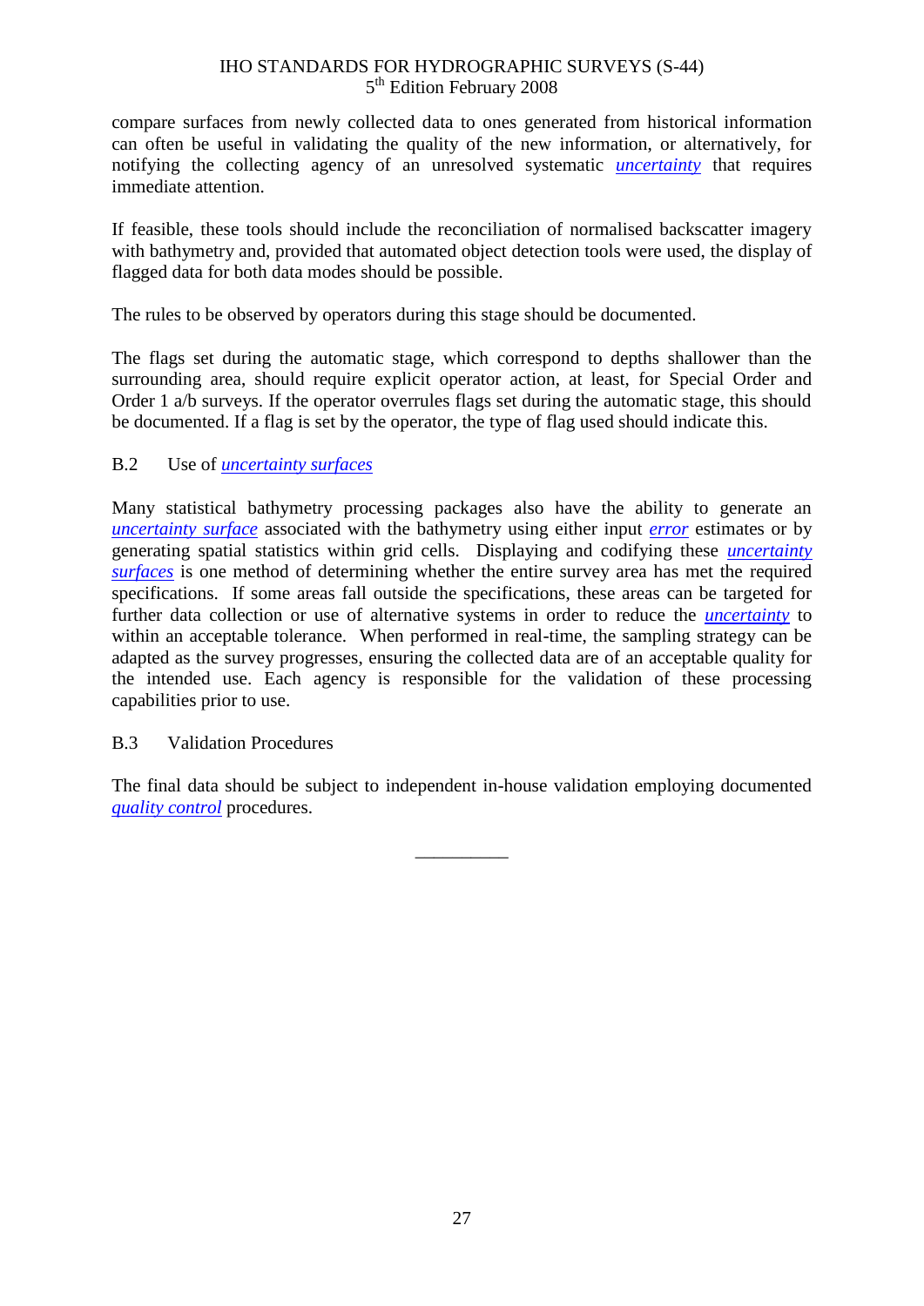compare surfaces from newly collected data to ones generated from historical information can often be useful in validating the quality of the new information, or alternatively, for notifying the collecting agency of an unresolved systematic *uncertainty* that requires immediate attention.

If feasible, these tools should include the reconciliation of normalised backscatter imagery with bathymetry and, provided that automated object detection tools were used, the display of flagged data for both data modes should be possible.

The rules to be observed by operators during this stage should be documented.

The flags set during the automatic stage, which correspond to depths shallower than the surrounding area, should require explicit operator action, at least, for Special Order and Order 1 a/b surveys. If the operator overrules flags set during the automatic stage, this should be documented. If a flag is set by the operator, the type of flag used should indicate this.

## B.2 Use of *uncertainty surfaces*

Many statistical bathymetry processing packages also have the ability to generate an *uncertainty surface* associated with the bathymetry using either input *error* estimates or by generating spatial statistics within grid cells. Displaying and codifying these *uncertainty surfaces* is one method of determining whether the entire survey area has met the required specifications. If some areas fall outside the specifications, these areas can be targeted for further data collection or use of alternative systems in order to reduce the *uncertainty* to within an acceptable tolerance. When performed in real-time, the sampling strategy can be adapted as the survey progresses, ensuring the collected data are of an acceptable quality for the intended use. Each agency is responsible for the validation of these processing capabilities prior to use.

## B.3 Validation Procedures

The final data should be subject to independent in-house validation employing documented *quality control* procedures.

__________